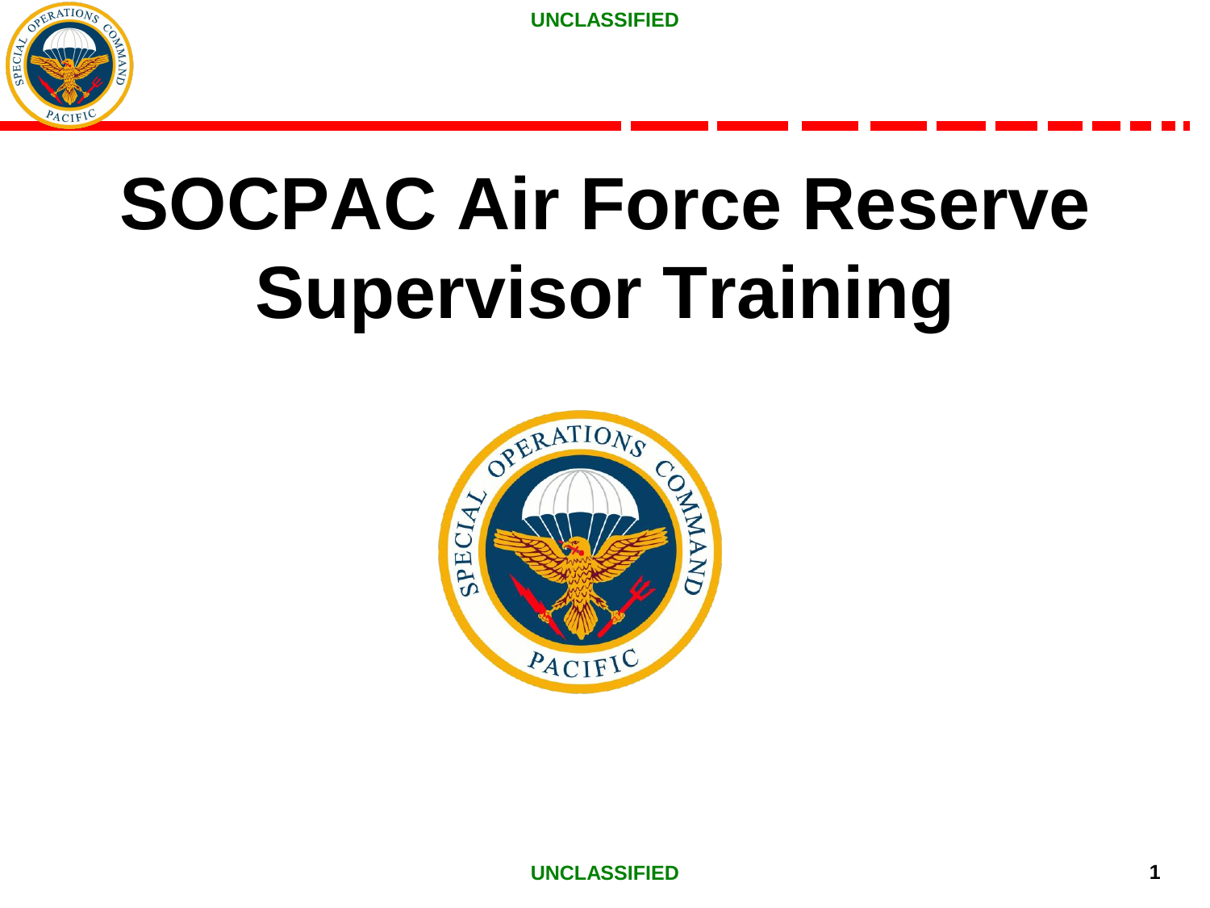# SOCPAC Air Force Reserve Supervisor Training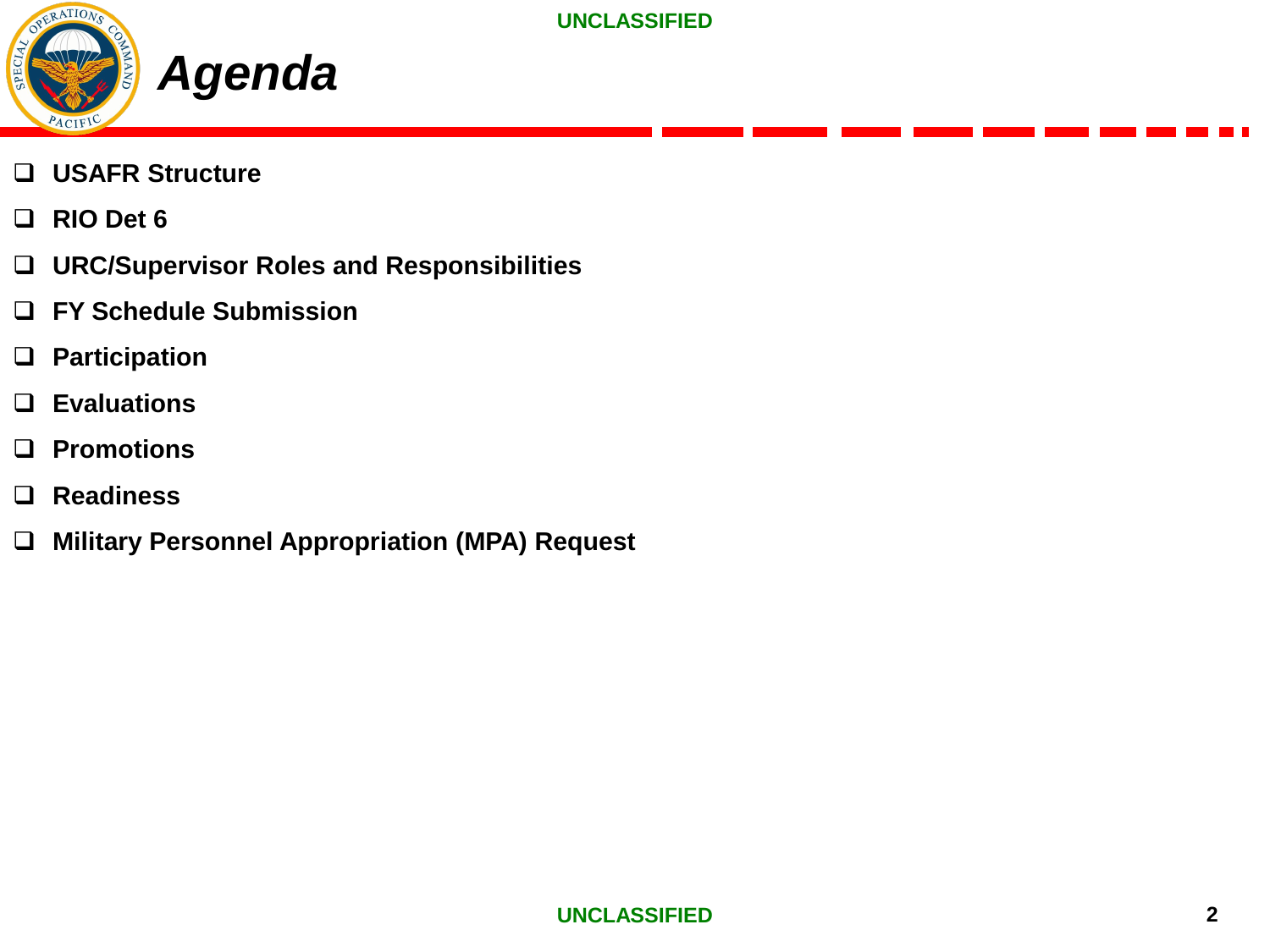# *Agenda*

- USAFR Structure
- RIO Det 6
- URC/Supervisor Roles and Responsibilities
- FY Schedule Submission
- Participation
- Evaluations
- Promotions
- Readiness
- Military Personnel Appropriation (MPA) Request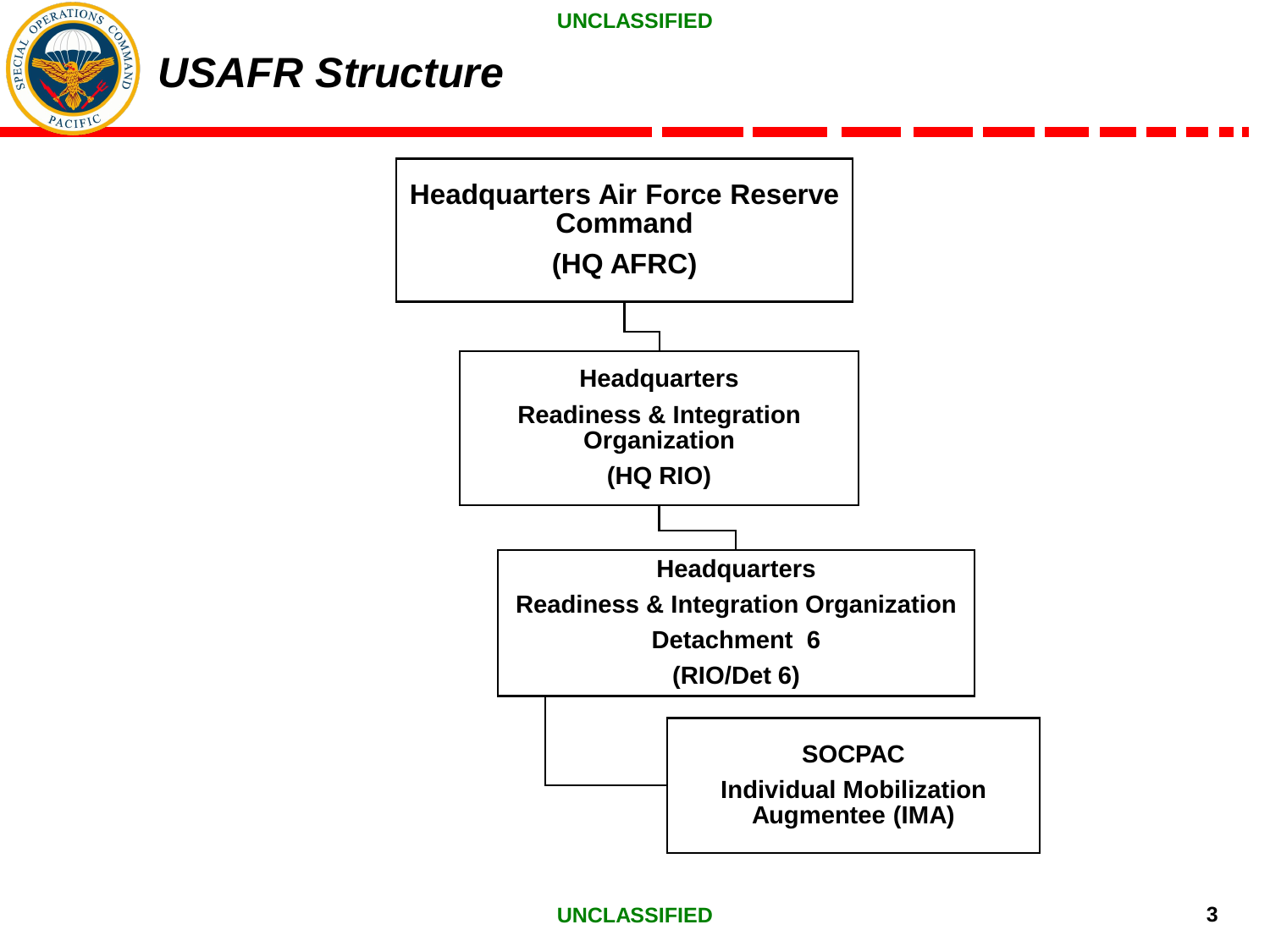# USAFR Structure

**Headquarters Air Force Reserve Command (HQ AFRC)**

**Headquarters Readiness & Integration Organization (HQ RIO)**

**Headquarters Readiness & Integration Organization Detachment 6 (RIO/Det 6)**

**SOCPAC Individual Mobilization Augmentee (IMA)**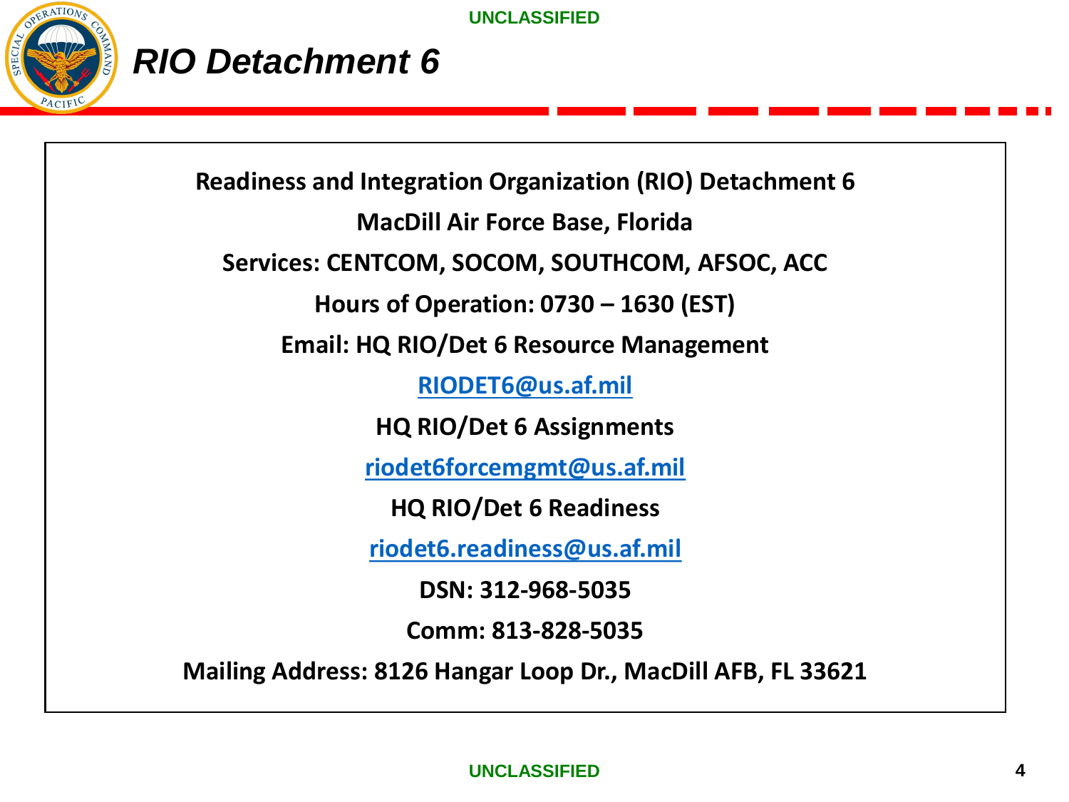# RIO Detachment 6

**Readiness and Integration Organization (RIO) Detachment 6**

**MacDill Air Force Base, Florida**

**Services: CENTCOM, SOCOM, SOUTHCOM, AFSOC, ACC**

**Hours of Operation: 0730 – 1630 (EST)**

**Email: HQ RIO/Det 6 Resource Management**

**RIODET6@us.af.mil**

**HQ RIO/Det 6 Assignments**

**riodet6forcemgmt@us.af.mil**

**HQ RIO/Det 6 Readiness**

**riodet6.readiness@us.af.mil**

**DSN: 312-968-5035**

**Comm: 813-828-5035**

**Mailing Address: 8126 Hangar Loop Dr., MacDill AFB, FL 33621**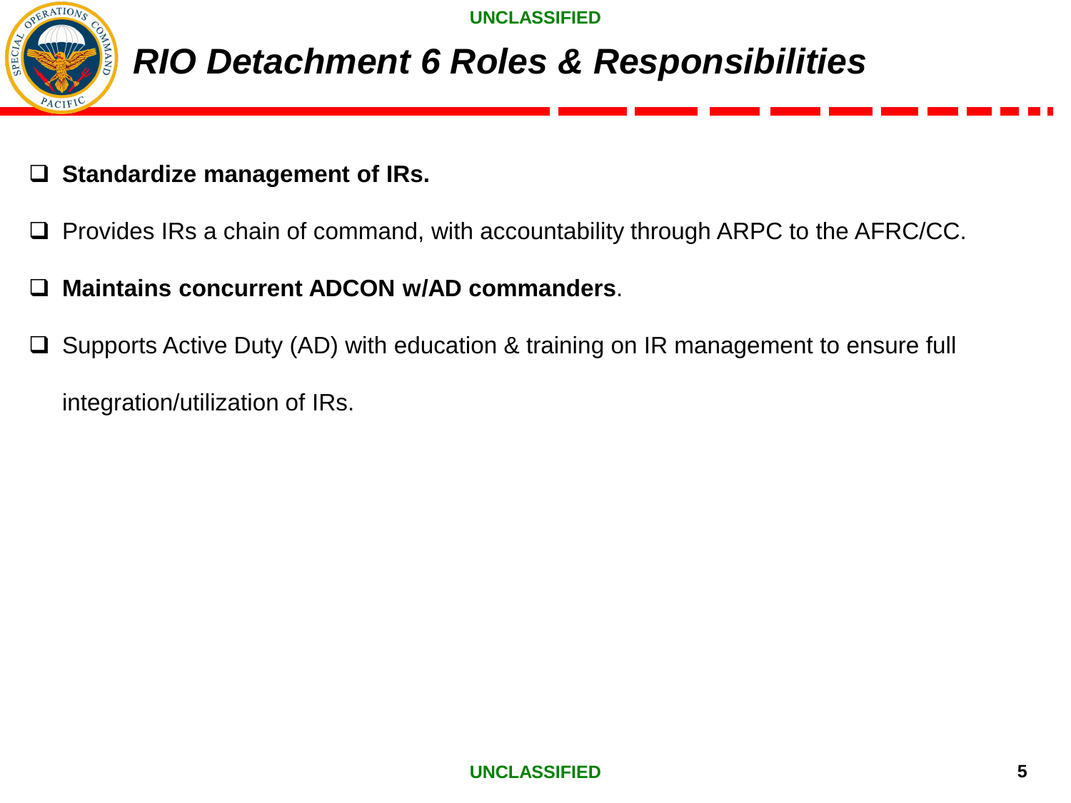# *RIO Detachment 6 Roles & Responsibilities*

- **Standardize management of IRs.**
- Provides IRs a chain of command, with accountability through ARPC to the AFRC/CC.
- **Maintains concurrent ADCON w/AD commanders**.
- Supports Active Duty (AD) with education & training on IR management to ensure full integration/utilization of IRs.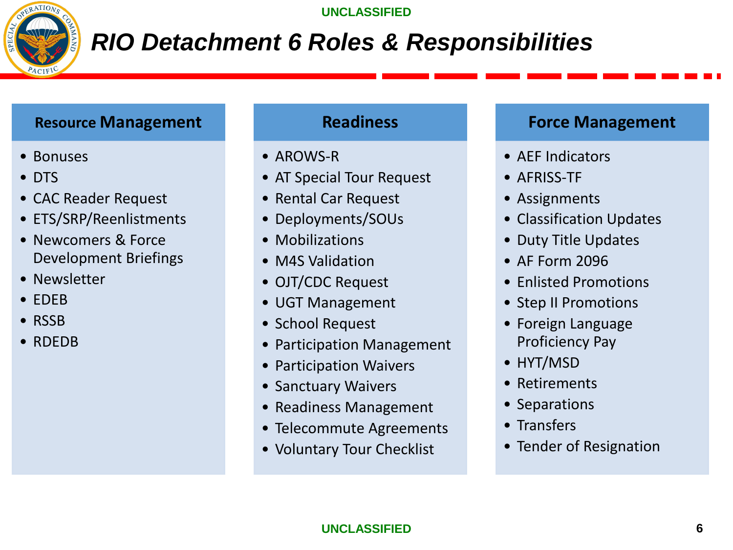# RIO Detachment 6 Roles & Responsibilities

## Resource Management

- Bonuses
- DTS
- CAC Reader Request
- ETS/SRP/Reenlistments
- Newcomers & Force Development Briefings
- Newsletter
- EDEB
- RSSB
- RDEDB

## Readiness

- AROWS-R
- AT Special Tour Request
- Rental Car Request
- Deployments/SOUs
- Mobilizations
- M4S Validation
- OJT/CDC Request
- UGT Management
- School Request
- Participation Management
- Participation Waivers
- Sanctuary Waivers
- Readiness Management
- Telecommute Agreements
- Voluntary Tour Checklist

## Force Management

- AEF Indicators
- AFRISS-TF
- Assignments
- Classification Updates
- Duty Title Updates
- AF Form 2096
- Enlisted Promotions
- Step II Promotions
- Foreign Language Proficiency Pay
- HYT/MSD
- Retirements
- Separations
- Transfers
- Tender of Resignation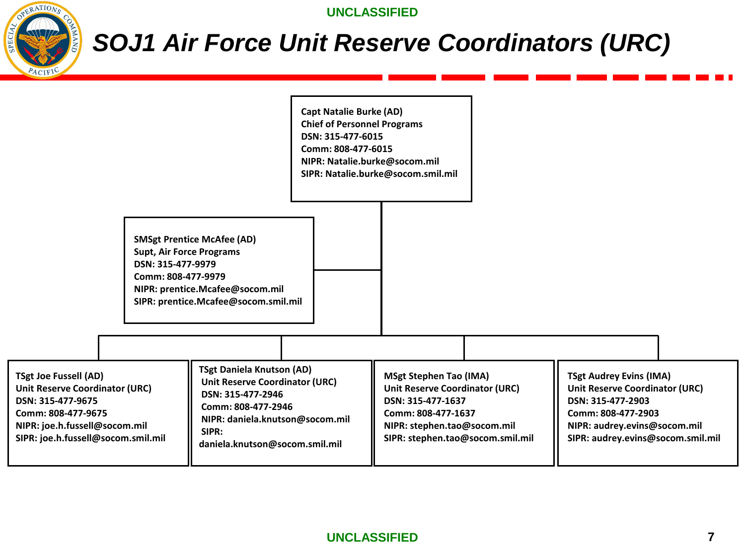# SOJ1 Air Force Unit Reserve Coordinators (URC)

**Capt Natalie Burke (AD)**
**Chief of Personnel Programs**
**DSN: 315-477-6015**
**Comm: 808-477-6015**
**NIPR: Natalie.burke@socom.mil**
**SIPR: Natalie.burke@socom.smil.mil**

**SMSgt Prentice McAfee (AD)**
**Supt, Air Force Programs**
**DSN: 315-477-9979**
**Comm: 808-477-9979**
**NIPR: prentice.Mcafee@socom.mil**
**SIPR: prentice.Mcafee@socom.smil.mil**

**TSgt Joe Fussell (AD)**
**Unit Reserve Coordinator (URC)**
**DSN: 315-477-9675**
**Comm: 808-477-9675**
**NIPR: joe.h.fussell@socom.mil**
**SIPR: joe.h.fussell@socom.smil.mil**

**TSgt Daniela Knutson (AD)**
**Unit Reserve Coordinator (URC)**
**DSN: 315-477-2946**
**Comm: 808-477-2946**
**NIPR: daniela.knutson@socom.mil**
**SIPR: daniela.knutson@socom.smil.mil**

**MSgt Stephen Tao (IMA)**
**Unit Reserve Coordinator (URC)**
**DSN: 315-477-1637**
**Comm: 808-477-1637**
**NIPR: stephen.tao@socom.mil**
**SIPR: stephen.tao@socom.smil.mil**

**TSgt Audrey Evins (IMA)**
**Unit Reserve Coordinator (URC)**
**DSN: 315-477-2903**
**Comm: 808-477-2903**
**NIPR: audrey.evins@socom.mil**
**SIPR: audrey.evins@socom.smil.mil**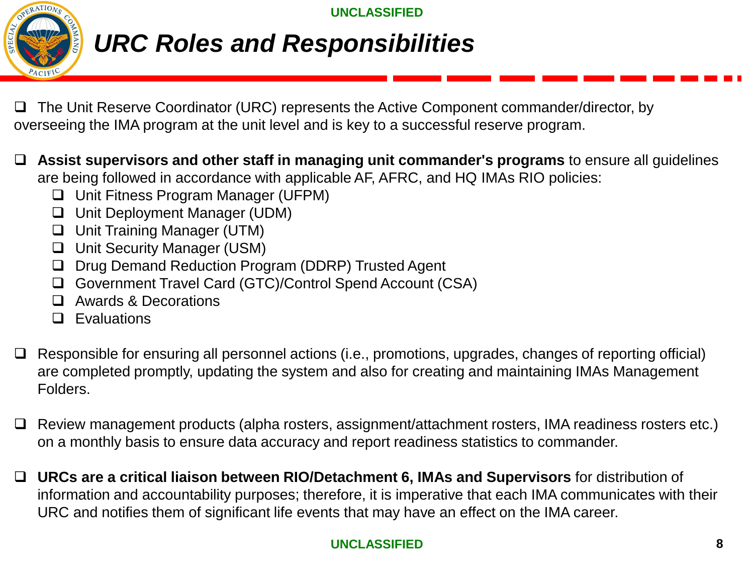# URC Roles and Responsibilities

- The Unit Reserve Coordinator (URC) represents the Active Component commander/director, by overseeing the IMA program at the unit level and is key to a successful reserve program.
- **Assist supervisors and other staff in managing unit commander's programs** to ensure all guidelines are being followed in accordance with applicable AF, AFRC, and HQ IMAs RIO policies:
  - Unit Fitness Program Manager (UFPM)
  - Unit Deployment Manager (UDM)
  - Unit Training Manager (UTM)
  - Unit Security Manager (USM)
  - Drug Demand Reduction Program (DDRP) Trusted Agent
  - Government Travel Card (GTC)/Control Spend Account (CSA)
  - Awards & Decorations
  - Evaluations
- Responsible for ensuring all personnel actions (i.e., promotions, upgrades, changes of reporting official) are completed promptly, updating the system and also for creating and maintaining IMAs Management Folders.
- Review management products (alpha rosters, assignment/attachment rosters, IMA readiness rosters etc.) on a monthly basis to ensure data accuracy and report readiness statistics to commander.
- **URCs are a critical liaison between RIO/Detachment 6, IMAs and Supervisors** for distribution of information and accountability purposes; therefore, it is imperative that each IMA communicates with their URC and notifies them of significant life events that may have an effect on the IMA career.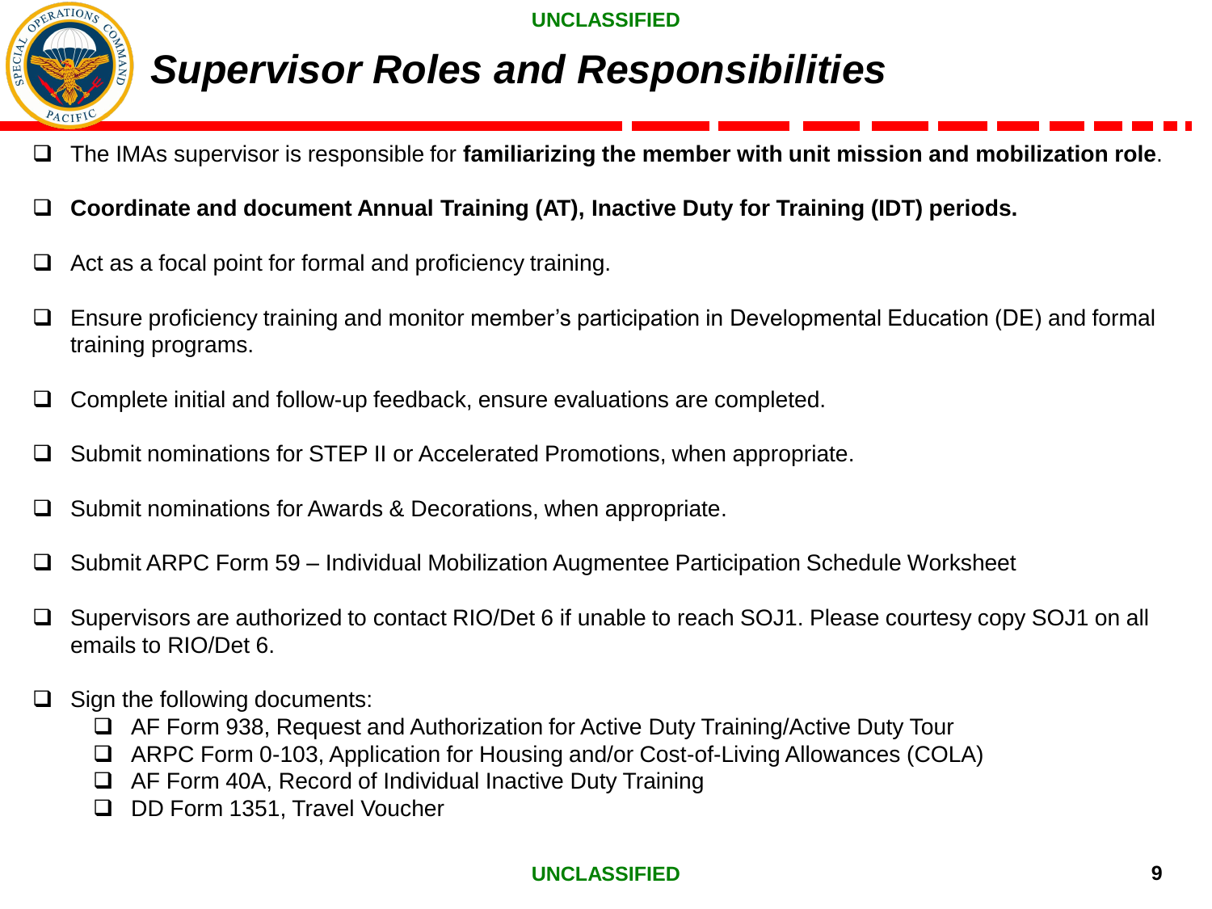# *Supervisor Roles and Responsibilities*

- The IMAs supervisor is responsible for **familiarizing the member with unit mission and mobilization role**.
- **Coordinate and document Annual Training (AT), Inactive Duty for Training (IDT) periods.**
- Act as a focal point for formal and proficiency training.
- Ensure proficiency training and monitor member's participation in Developmental Education (DE) and formal training programs.
- Complete initial and follow-up feedback, ensure evaluations are completed.
- Submit nominations for STEP II or Accelerated Promotions, when appropriate.
- Submit nominations for Awards & Decorations, when appropriate.
- Submit ARPC Form 59 – Individual Mobilization Augmentee Participation Schedule Worksheet
- Supervisors are authorized to contact RIO/Det 6 if unable to reach SOJ1. Please courtesy copy SOJ1 on all emails to RIO/Det 6.
- Sign the following documents:
    - AF Form 938, Request and Authorization for Active Duty Training/Active Duty Tour
    - ARPC Form 0-103, Application for Housing and/or Cost-of-Living Allowances (COLA)
    - AF Form 40A, Record of Individual Inactive Duty Training
    - DD Form 1351, Travel Voucher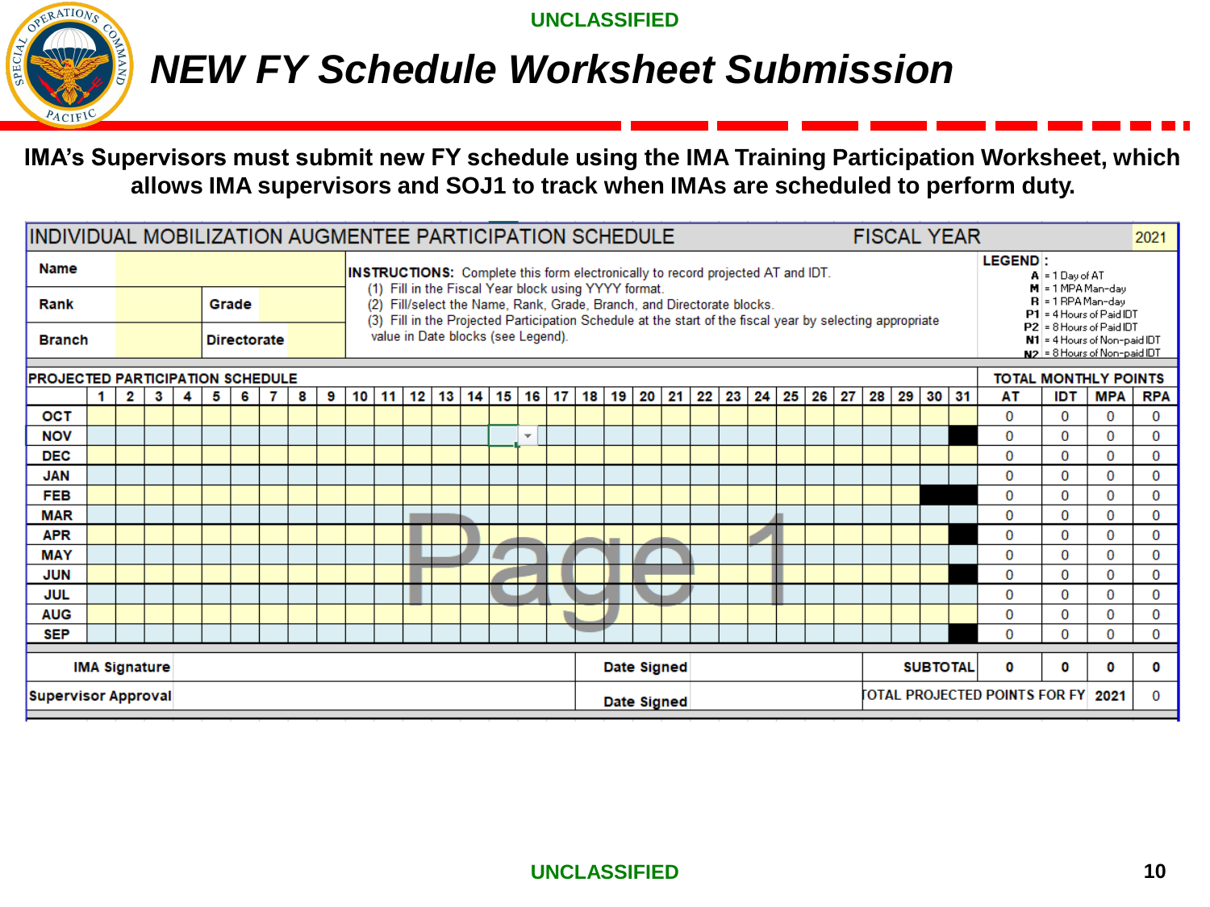# NEW FY Schedule Worksheet Submission

**IMA's Supervisors must submit new FY schedule using the IMA Training Participation Worksheet, which allows IMA supervisors and SOJ1 to track when IMAs are scheduled to perform duty.**

**INDIVIDUAL MOBILIZATION AUGMENTEE PARTICIPATION SCHEDULE** — **FISCAL YEAR** 2021

| | | | |
|---|---|---|---|
| **Name** | | | |
| **Rank** | | **Grade** | |
| **Branch** | | **Directorate** | |

**INSTRUCTIONS:** Complete this form electronically to record projected AT and IDT.

(1) Fill in the Fiscal Year block using YYYY format.
(2) Fill/select the Name, Rank, Grade, Branch, and Directorate blocks.
(3) Fill in the Projected Participation Schedule at the start of the fiscal year by selecting appropriate value in Date blocks (see Legend).

**LEGEND:**
- **A** = 1 Day of AT
- **M** = 1 MPA Man-day
- **R** = 1 RPA Man-day
- **P1** = 4 Hours of Paid IDT
- **P2** = 8 Hours of Paid IDT
- **N1** = 4 Hours of Non-paid IDT
- **N2** = 8 Hours of Non-paid IDT

**PROJECTED PARTICIPATION SCHEDULE** / **TOTAL MONTHLY POINTS**

| | 1 | 2 | 3 | 4 | 5 | 6 | 7 | 8 | 9 | 10 | 11 | 12 | 13 | 14 | 15 | 16 | 17 | 18 | 19 | 20 | 21 | 22 | 23 | 24 | 25 | 26 | 27 | 28 | 29 | 30 | 31 | AT | IDT | MPA | RPA |
|---|---|---|---|---|---|---|---|---|---|---|---|---|---|---|---|---|---|---|---|---|---|---|---|---|---|---|---|---|---|---|---|---|---|---|---|
| OCT | | | | | | | | | | | | | | | | | | | | | | | | | | | | | | | | 0 | 0 | 0 | 0 |
| NOV | | | | | | | | | | | | | | | | | | | | | | | | | | | | | | | | 0 | 0 | 0 | 0 |
| DEC | | | | | | | | | | | | | | | | | | | | | | | | | | | | | | | | 0 | 0 | 0 | 0 |
| JAN | | | | | | | | | | | | | | | | | | | | | | | | | | | | | | | | 0 | 0 | 0 | 0 |
| FEB | | | | | | | | | | | | | | | | | | | | | | | | | | | | | | | | 0 | 0 | 0 | 0 |
| MAR | | | | | | | | | | | | | | | | | | | | | | | | | | | | | | | | 0 | 0 | 0 | 0 |
| APR | | | | | | | | | | | | | | | | | | | | | | | | | | | | | | | | 0 | 0 | 0 | 0 |
| MAY | | | | | | | | | | | | | | | | | | | | | | | | | | | | | | | | 0 | 0 | 0 | 0 |
| JUN | | | | | | | | | | | | | | | | | | | | | | | | | | | | | | | | 0 | 0 | 0 | 0 |
| JUL | | | | | | | | | | | | | | | | | | | | | | | | | | | | | | | | 0 | 0 | 0 | 0 |
| AUG | | | | | | | | | | | | | | | | | | | | | | | | | | | | | | | | 0 | 0 | 0 | 0 |
| SEP | | | | | | | | | | | | | | | | | | | | | | | | | | | | | | | | 0 | 0 | 0 | 0 |

| | | | | | | | | |
|---|---|---|---|---|---|---|---|---|
| **IMA Signature** | | **Date Signed** | | **SUBTOTAL** | **0** | **0** | **0** | **0** |
| **Supervisor Approval** | | **Date Signed** | | **TOTAL PROJECTED POINTS FOR FY** | | | **2021** | 0 |

Page 1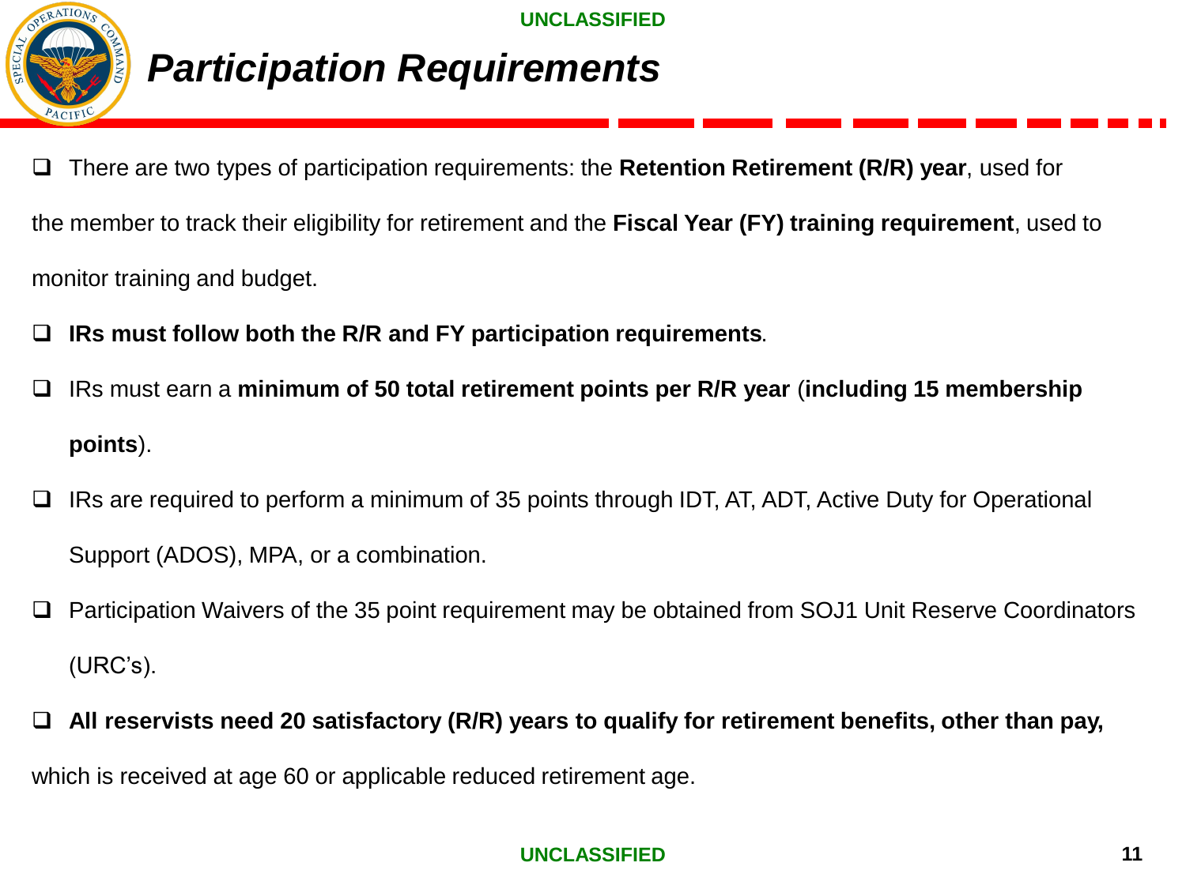# *Participation Requirements*

- There are two types of participation requirements: the **Retention Retirement (R/R) year**, used for the member to track their eligibility for retirement and the **Fiscal Year (FY) training requirement**, used to monitor training and budget.
- **IRs must follow both the R/R and FY participation requirements**.
- IRs must earn a **minimum of 50 total retirement points per R/R year** (**including 15 membership points**).
- IRs are required to perform a minimum of 35 points through IDT, AT, ADT, Active Duty for Operational Support (ADOS), MPA, or a combination.
- Participation Waivers of the 35 point requirement may be obtained from SOJ1 Unit Reserve Coordinators (URC's).
- **All reservists need 20 satisfactory (R/R) years to qualify for retirement benefits, other than pay,** which is received at age 60 or applicable reduced retirement age.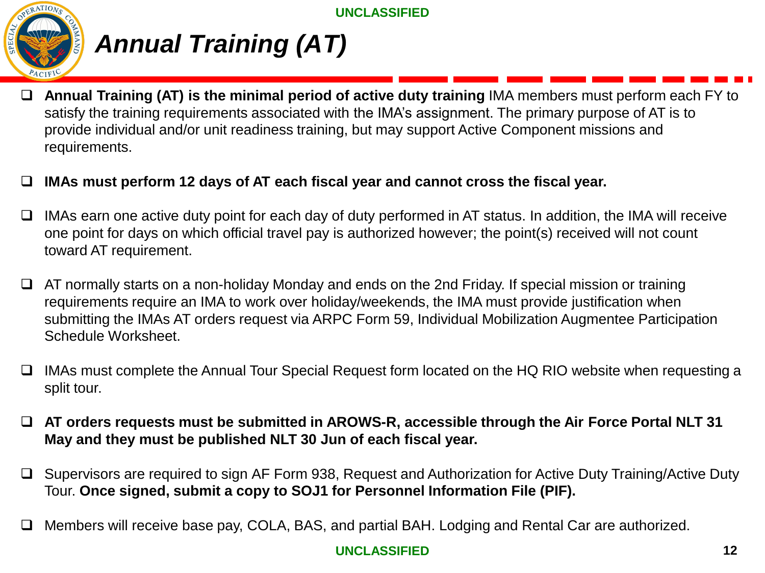# *Annual Training (AT)*

- **Annual Training (AT) is the minimal period of active duty training** IMA members must perform each FY to satisfy the training requirements associated with the IMA's assignment. The primary purpose of AT is to provide individual and/or unit readiness training, but may support Active Component missions and requirements.
- **IMAs must perform 12 days of AT each fiscal year and cannot cross the fiscal year.**
- IMAs earn one active duty point for each day of duty performed in AT status. In addition, the IMA will receive one point for days on which official travel pay is authorized however; the point(s) received will not count toward AT requirement.
- AT normally starts on a non-holiday Monday and ends on the 2nd Friday. If special mission or training requirements require an IMA to work over holiday/weekends, the IMA must provide justification when submitting the IMAs AT orders request via ARPC Form 59, Individual Mobilization Augmentee Participation Schedule Worksheet.
- IMAs must complete the Annual Tour Special Request form located on the HQ RIO website when requesting a split tour.
- **AT orders requests must be submitted in AROWS-R, accessible through the Air Force Portal NLT 31 May and they must be published NLT 30 Jun of each fiscal year.**
- Supervisors are required to sign AF Form 938, Request and Authorization for Active Duty Training/Active Duty Tour. **Once signed, submit a copy to SOJ1 for Personnel Information File (PIF).**
- Members will receive base pay, COLA, BAS, and partial BAH. Lodging and Rental Car are authorized.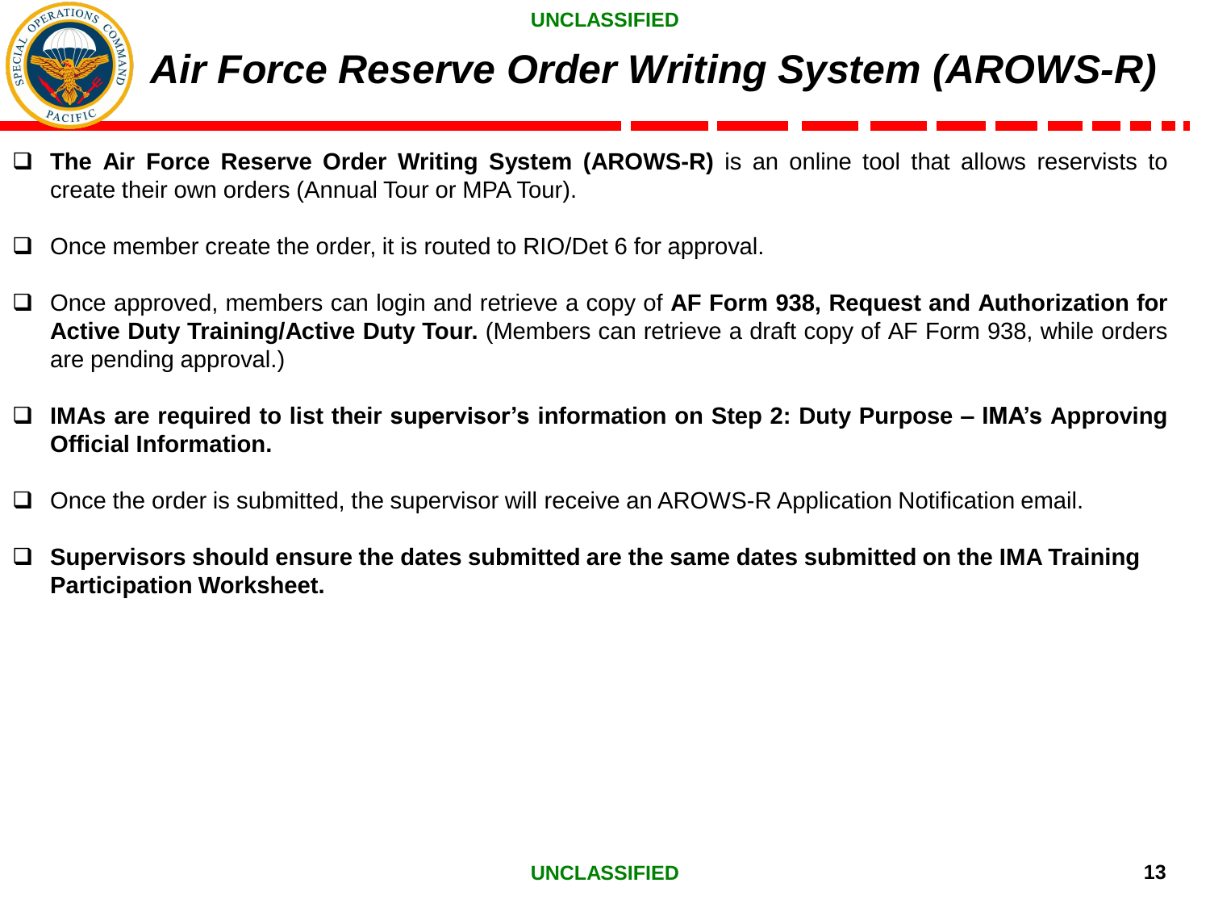# Air Force Reserve Order Writing System (AROWS-R)

- **The Air Force Reserve Order Writing System (AROWS-R)** is an online tool that allows reservists to create their own orders (Annual Tour or MPA Tour).
- Once member create the order, it is routed to RIO/Det 6 for approval.
- Once approved, members can login and retrieve a copy of **AF Form 938, Request and Authorization for Active Duty Training/Active Duty Tour.** (Members can retrieve a draft copy of AF Form 938, while orders are pending approval.)
- **IMAs are required to list their supervisor's information on Step 2: Duty Purpose – IMA's Approving Official Information.**
- Once the order is submitted, the supervisor will receive an AROWS-R Application Notification email.
- **Supervisors should ensure the dates submitted are the same dates submitted on the IMA Training Participation Worksheet.**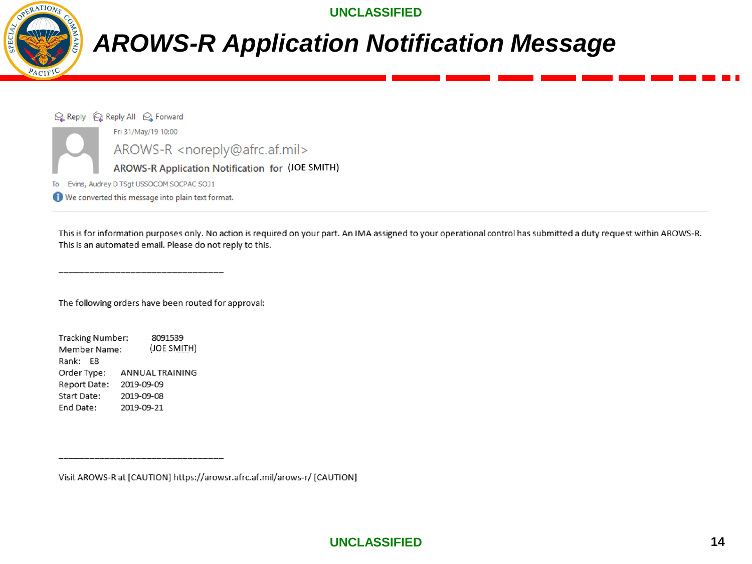# AROWS-R Application Notification Message

Reply | Reply All | Forward

Fri 31/May/19 10:00

AROWS-R <noreply@afrc.af.mil>

AROWS-R Application Notification for (JOE SMITH)

To Evins, Audrey D TSgt USSOCOM SOCPAC SOJ1

We converted this message into plain text format.

This is for information purposes only. No action is required on your part. An IMA assigned to your operational control has submitted a duty request within AROWS-R. This is an automated email. Please do not reply to this.

______________________________

The following orders have been routed for approval:

Tracking Number: 8091539
Member Name: (JOE SMITH)
Rank: E8
Order Type: ANNUAL TRAINING
Report Date: 2019-09-09
Start Date: 2019-09-08
End Date: 2019-09-21

______________________________

Visit AROWS-R at [CAUTION] https://arowsr.afrc.af.mil/arows-r/ [CAUTION]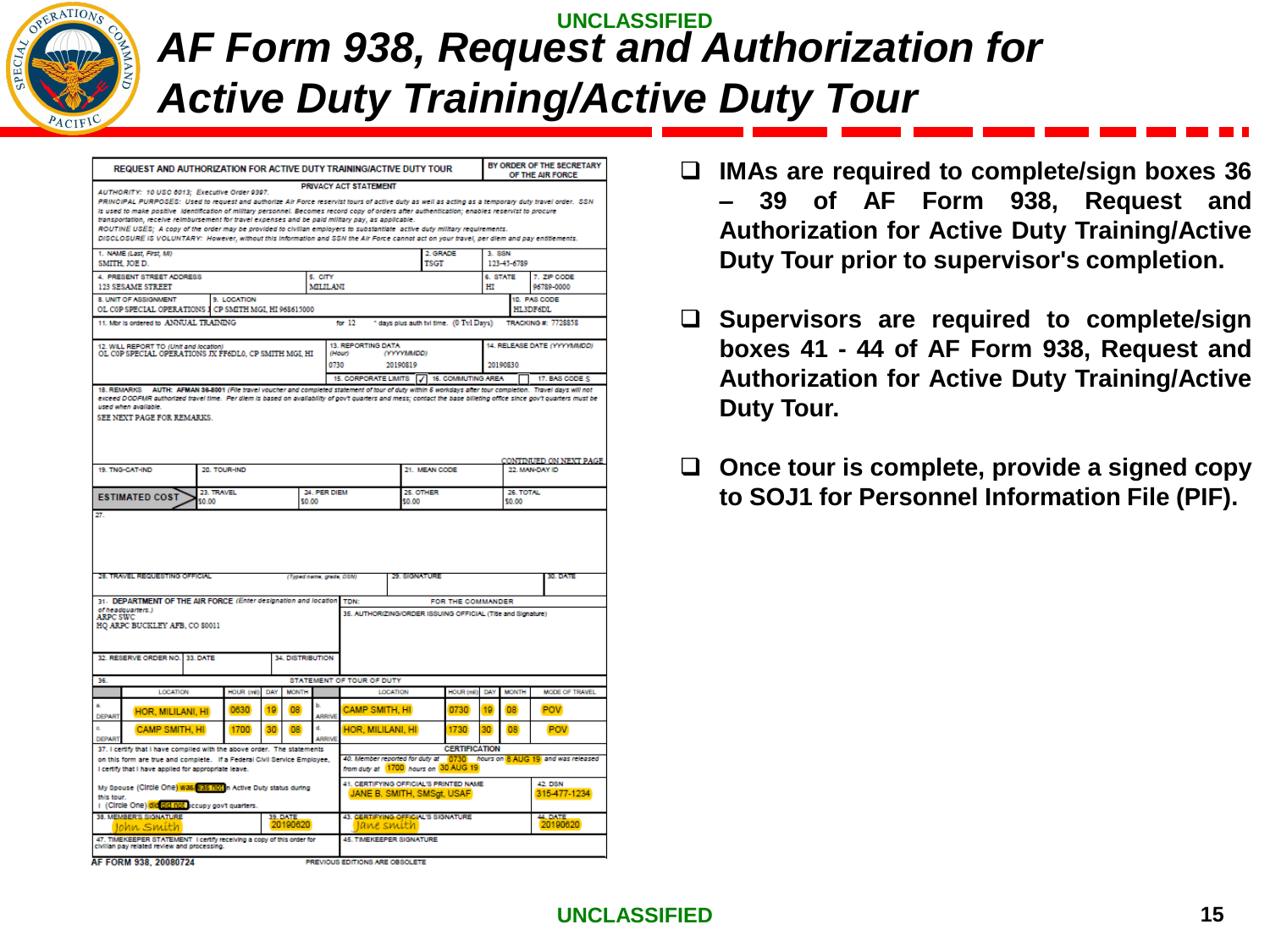# AF Form 938, Request and Authorization for Active Duty Training/Active Duty Tour

**REQUEST AND AUTHORIZATION FOR ACTIVE DUTY TRAINING/ACTIVE DUTY TOUR** — BY ORDER OF THE SECRETARY OF THE AIR FORCE

**PRIVACY ACT STATEMENT**

*AUTHORITY: 10 USC 8013; Executive Order 9397.*
*PRINCIPAL PURPOSES: Used to request and authorize Air Force reservist tours of active duty as well as acting as a temporary duty travel order. SSN is used to make positive identification of military personnel. Becomes record copy of orders after authentication; enables reservist to procure transportation, receive reimbursement for travel expenses and be paid military pay, as applicable.*
*ROUTINE USES: A copy of the order may be provided to civilian employers to substantiate active duty military requirements.*
*DISCLOSURE IS VOLUNTARY: However, without this information and SSN the Air Force cannot act on your travel, per diem and pay entitlements.*

| 1. NAME (Last, First, MI) | 2. GRADE | 3. SSN |
|---|---|---|
| SMITH, JOE D. | TSGT | 123-45-6789 |

| 4. PRESENT STREET ADDRESS | 5. CITY | 6. STATE | 7. ZIP CODE |
|---|---|---|---|
| 123 SESAME STREET | MILILANI | HI | 96789-0000 |

| 8. UNIT OF ASSIGNMENT | 9. LOCATION | 10. PAS CODE |
|---|---|---|
| OL COP SPECIAL OPERATIONS J | CP SMITH MGI, HI 968615000 | HL3DF6DL |

11. Mbr is ordered to ANNUAL TRAINING for 12 \* days plus auth tvl time. (0 Tvl Days) TRACKING #: 7728858

| 12. WILL REPORT TO (Unit and location) | 13. REPORTING DATA | 14. RELEASE DATE (YYYYMMDD) |
|---|---|---|
| OL COP SPECIAL OPERATIONS JX FF6DL0, CP SMITH MGI, HI | (Hour) 0730 (YYYYMMDD) 20190819 | 20190830 |

15. CORPORATE LIMITS [✓] 16. COMMUTING AREA [ ] 17. BAS CODE S

18. REMARKS AUTH: AFMAN 36-8001 *(File travel voucher and completed statement of tour of duty within 5 workdays after tour completion. Travel days will not exceed DODFMR authorized travel time. Per diem is based on availability of gov't quarters and mess; contact the base billeting office since gov't quarters must be used when available.)*
SEE NEXT PAGE FOR REMARKS.
CONTINUED ON NEXT PAGE

| 19. TNG-CAT-IND | 20. TOUR-IND | 21. MEAN CODE | 22. MAN-DAY ID |
|---|---|---|---|
| | | | |

| ESTIMATED COST | 23. TRAVEL | 24. PER DIEM | 25. OTHER | 26. TOTAL |
|---|---|---|---|---|
| | $0.00 | $0.00 | $0.00 | $0.00 |

27.

| 28. TRAVEL REQUESTING OFFICIAL (Typed name, grade, DSN) | 29. SIGNATURE | 30. DATE |
|---|---|---|
| | | |

31. DEPARTMENT OF THE AIR FORCE (Enter designation and location of headquarters.)
ARPC SWC
HQ ARPC BUCKLEY AFB, CO 80011

TDN: FOR THE COMMANDER
35. AUTHORIZING/ORDER ISSUING OFFICIAL (Title and Signature)

| 32. RESERVE ORDER NO. | 33. DATE | 34. DISTRIBUTION |
|---|---|---|
| | | |

36. STATEMENT OF TOUR OF DUTY

| | LOCATION | HOUR (mil) | DAY | MONTH | | LOCATION | HOUR (mil) | DAY | MONTH | MODE OF TRAVEL |
|---|---|---|---|---|---|---|---|---|---|---|
| a. DEPART | HOR, MILILANI, HI | 0630 | 19 | 08 | b. ARRIVE | CAMP SMITH, HI | 0730 | 19 | 08 | POV |
| c. DEPART | CAMP SMITH, HI | 1700 | 30 | 08 | d. ARRIVE | HOR, MILILANI, HI | 1730 | 30 | 08 | POV |

37. I certify that I have complied with the above order. The statements on this form are true and complete. If a Federal Civil Service Employee, I certify that I have applied for appropriate leave.

My Spouse (Circle One) was/was not in Active Duty status during this tour.
I (Circle One) did/did not occupy govt quarters.

**CERTIFICATION**
40. Member reported for duty at 0730 hours on 8 AUG 19 and was released from duty at 1700 hours on 30 AUG 19

| 41. CERTIFYING OFFICIAL'S PRINTED NAME | 42. DSN |
|---|---|
| JANE B. SMITH, SMSgt, USAF | 315-477-1234 |

| 38. MEMBER'S SIGNATURE | 39. DATE | 43. CERTIFYING OFFICIAL'S SIGNATURE | 44. DATE |
|---|---|---|---|
| John Smith | 20190620 | Jane Smith | 20190620 |

47. TIMEKEEPER STATEMENT I certify receiving a copy of this order for civilian pay related review and processing.
45. TIMEKEEPER SIGNATURE

AF FORM 938, 20080724 PREVIOUS EDITIONS ARE OBSOLETE

- **IMAs are required to complete/sign boxes 36 – 39 of AF Form 938, Request and Authorization for Active Duty Training/Active Duty Tour prior to supervisor's completion.**
- **Supervisors are required to complete/sign boxes 41 - 44 of AF Form 938, Request and Authorization for Active Duty Training/Active Duty Tour.**
- **Once tour is complete, provide a signed copy to SOJ1 for Personnel Information File (PIF).**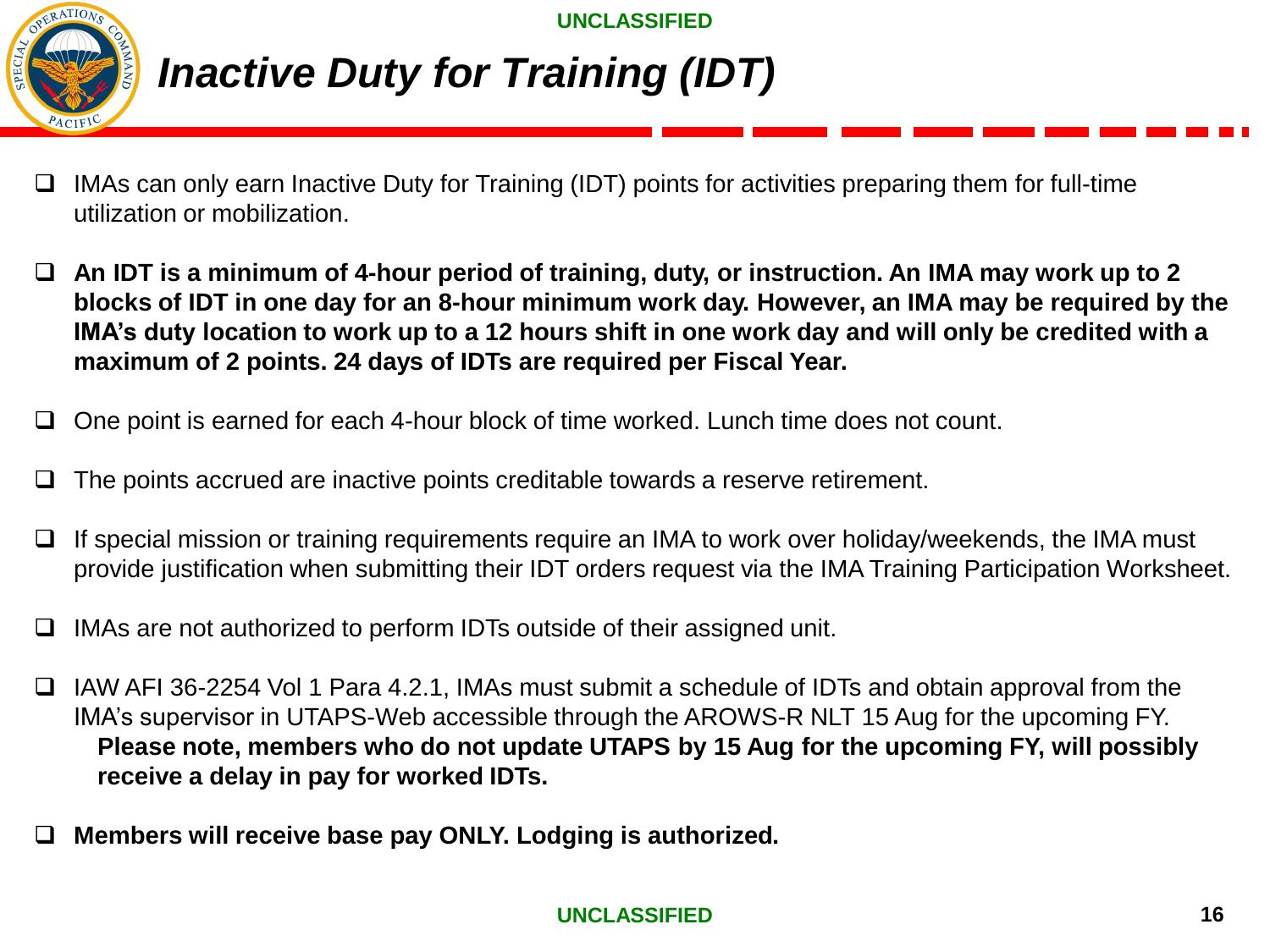# *Inactive Duty for Training (IDT)*

- IMAs can only earn Inactive Duty for Training (IDT) points for activities preparing them for full-time utilization or mobilization.
- **An IDT is a minimum of 4-hour period of training, duty, or instruction. An IMA may work up to 2 blocks of IDT in one day for an 8-hour minimum work day. However, an IMA may be required by the IMA's duty location to work up to a 12 hours shift in one work day and will only be credited with a maximum of 2 points. 24 days of IDTs are required per Fiscal Year.**
- One point is earned for each 4-hour block of time worked. Lunch time does not count.
- The points accrued are inactive points creditable towards a reserve retirement.
- If special mission or training requirements require an IMA to work over holiday/weekends, the IMA must provide justification when submitting their IDT orders request via the IMA Training Participation Worksheet.
- IMAs are not authorized to perform IDTs outside of their assigned unit.
- IAW AFI 36-2254 Vol 1 Para 4.2.1, IMAs must submit a schedule of IDTs and obtain approval from the IMA's supervisor in UTAPS-Web accessible through the AROWS-R NLT 15 Aug for the upcoming FY.
  **Please note, members who do not update UTAPS by 15 Aug for the upcoming FY, will possibly receive a delay in pay for worked IDTs.**
- **Members will receive base pay ONLY. Lodging is authorized.**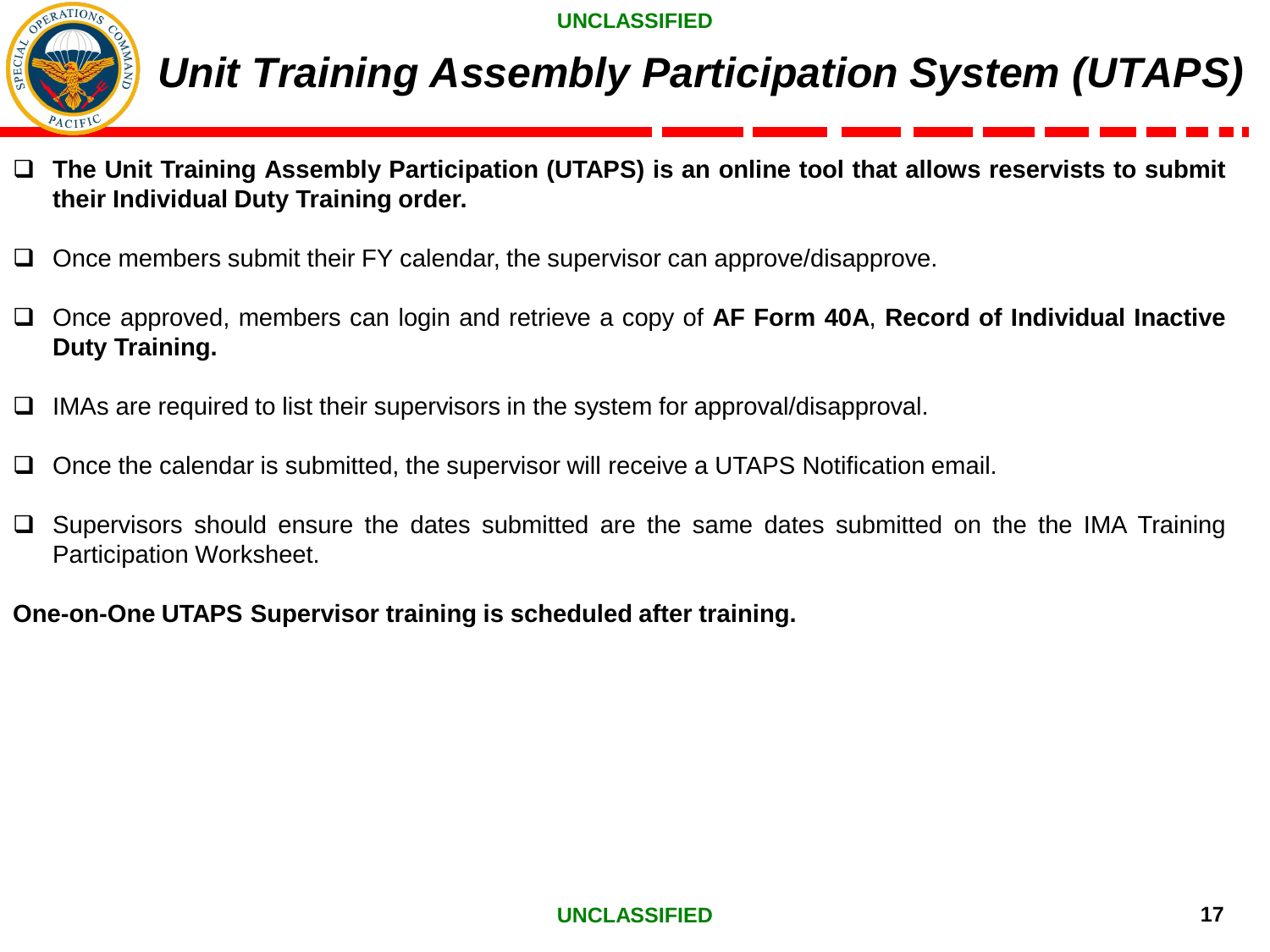# *Unit Training Assembly Participation System (UTAPS)*

- **The Unit Training Assembly Participation (UTAPS) is an online tool that allows reservists to submit their Individual Duty Training order.**
- Once members submit their FY calendar, the supervisor can approve/disapprove.
- Once approved, members can login and retrieve a copy of **AF Form 40A**, **Record of Individual Inactive Duty Training.**
- IMAs are required to list their supervisors in the system for approval/disapproval.
- Once the calendar is submitted, the supervisor will receive a UTAPS Notification email.
- Supervisors should ensure the dates submitted are the same dates submitted on the the IMA Training Participation Worksheet.

**One-on-One UTAPS Supervisor training is scheduled after training.**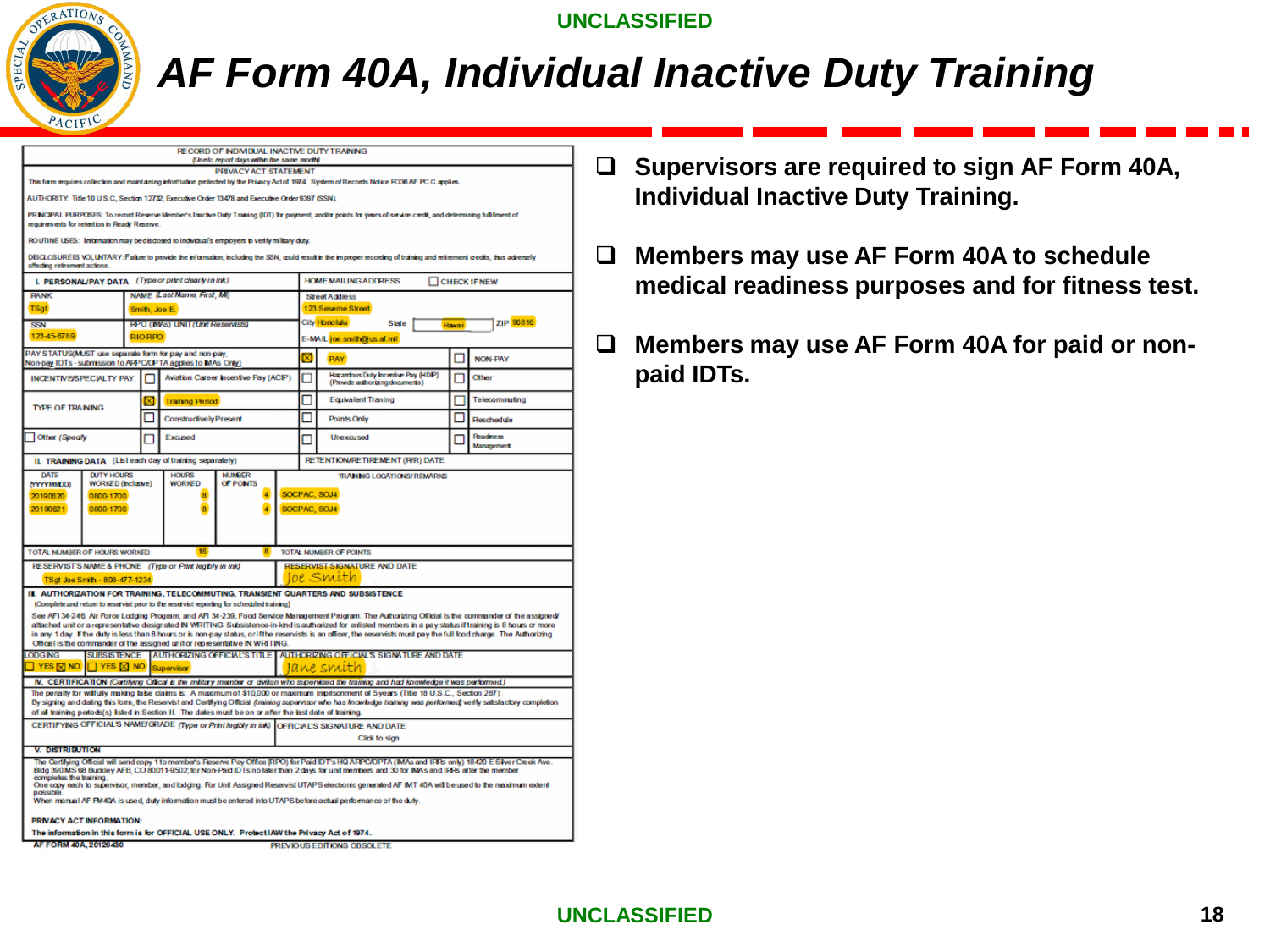# AF Form 40A, Individual Inactive Duty Training

**RECORD OF INDIVIDUAL INACTIVE DUTY TRAINING**
*(Use to report days within the same month)*

**PRIVACY ACT STATEMENT**

This form requires collection and maintaining information protected by the Privacy Act of 1974. System of Records Notice F036 AF PC C applies.

AUTHORITY: Title 10 U.S.C., Section 12732, Executive Order 13478 and Executive Order 9397 (SSN).

PRINCIPAL PURPOSES: To record Reserve Member's Inactive Duty Training (IDT) for payment, and/or points for years of service credit, and determining fulfillment of requirements for retention in Ready Reserve.

ROUTINE USES: Information may be disclosed to individual's employers to verify military duty.

DISCLOSURE IS VOLUNTARY: Failure to provide the information, including the SSN, could result in the improper recording of training and retirement credits, thus adversely affecting retirement actions.

**I. PERSONAL/PAY DATA** *(Type or print clearly in ink)*

| Field | Value |
|---|---|
| RANK | TSgt |
| NAME *(Last Name, First, MI)* | Smith, Joe E. |
| SSN | 123-45-6789 |
| RPO (IMAs) UNIT *(Unit Reservists)* | RIO RPO |

HOME MAILING ADDRESS ☐ CHECK IF NEW

| Field | Value |
|---|---|
| Street Address | 123 Seseme Street |
| City | Honolulu |
| State | Hawaii |
| ZIP | 96816 |
| E-MAIL | joe.smith@us.af.mil |

PAY STATUS (MUST use separate form for pay and non-pay. Non-pay IDTs - submission to ARPC/DPTA applies to IMAs Only)

| | | | | | |
|---|---|---|---|---|---|
| PAY STATUS | ☒ PAY | | | ☐ NON-PAY | |
| INCENTIVE/SPECIALTY PAY | ☐ Aviation Career Incentive Pay (ACIP) | ☐ Hazardous Duty Incentive Pay (HDIP) (Provide authorizing documents) | | ☐ Other | |
| TYPE OF TRAINING | ☒ Training Period | ☐ Equivalent Training | | ☐ Telecommuting | |
| | ☐ Constructively Present | ☐ Points Only | | ☐ Reschedule | |
| ☐ Other *(Specify)* | ☐ Excused | ☐ Unexcused | | ☐ Readiness Management | |

**II. TRAINING DATA** (List each day of training separately)

RETENTION/RETIREMENT (R/R) DATE

| DATE (YYYYMMDD) | DUTY HOURS WORKED (Inclusive) | HOURS WORKED | NUMBER OF POINTS | TRAINING LOCATIONS/REMARKS |
|---|---|---|---|---|
| 20190620 | 0800-1700 | 8 | 4 | SOCPAC, SOJ4 |
| 20190621 | 0800-1700 | 8 | 4 | SOCPAC, SOJ4 |

TOTAL NUMBER OF HOURS WORKED: 16 — TOTAL NUMBER OF POINTS: 8

RESERVIST'S NAME & PHONE *(Type or Print legibly in ink)*: TSgt Joe Smith - 808-477-1234

RESERVIST SIGNATURE AND DATE: Joe Smith

**III. AUTHORIZATION FOR TRAINING, TELECOMMUTING, TRANSIENT QUARTERS AND SUBSISTENCE**
(Complete and return to reservist prior to the reservist reporting for scheduled training)

See AFI 34-246, Air Force Lodging Program, and AFI 34-239, Food Service Management Program. The Authorizing Official is the commander of the assigned/attached unit or a representative designated IN WRITING. Subsistence-in-kind is authorized for enlisted members in a pay status if training is 8 hours or more in any 1 day. If the duty is less than 8 hours or is non-pay status, or if the reservists is an officer, the reservists must pay the full food charge. The Authorizing Official is the commander of the assigned unit or representative IN WRITING.

| LODGING | SUBSISTENCE | AUTHORIZING OFFICIAL'S TITLE | AUTHORIZING OFFICIAL'S SIGNATURE AND DATE |
|---|---|---|---|
| ☐ YES ☒ NO | ☐ YES ☒ NO | Supervisor | Jane Smith |

**IV. CERTIFICATION** *(Certifying Official is the military member or civilian who supervised the training and had knowledge it was performed.)*

The penalty for willfully making false claims is: A maximum of $10,000 or maximum imprisonment of 5 years (Title 18 U.S.C., Section 287).
By signing and dating this form, the Reservist and Certifying Official *(training supervisor who has knowledge training was performed)* verify satisfactory completion of all training periods(s) listed in Section II. The dates must be on or after the last date of training.

CERTIFYING OFFICIAL'S NAME/GRADE *(Type or Print legibly in ink)* — OFFICIAL'S SIGNATURE AND DATE: Click to sign

**V. DISTRIBUTION**

The Certifying Official will send copy 1 to member's Reserve Pay Office (RPO) for Paid IDT's HQ ARPC/DPTA (IMAs and IRRs only) 18420 E Silver Creek Ave. Bldg 390 MS 68 Buckley AFB, CO 80011-9502; for Non-Paid IDTs no later than 2 days for unit members and 30 for IMAs and IRRs after the member completes the training.
One copy each to supervisor, member, and lodging. For Unit Assigned Reservist UTAPS electronic generated AF IMT 40A will be used to the maximum extent possible.
When manual AF FM 40A is used, duty information must be entered into UTAPS before actual performance of the duty.

**PRIVACY ACT INFORMATION:**
The information in this form is for OFFICIAL USE ONLY. Protect IAW the Privacy Act of 1974.

AF FORM 40A, 20120430 — PREVIOUS EDITIONS OBSOLETE

- Supervisors are required to sign AF Form 40A, Individual Inactive Duty Training.
- Members may use AF Form 40A to schedule medical readiness purposes and for fitness test.
- Members may use AF Form 40A for paid or non-paid IDTs.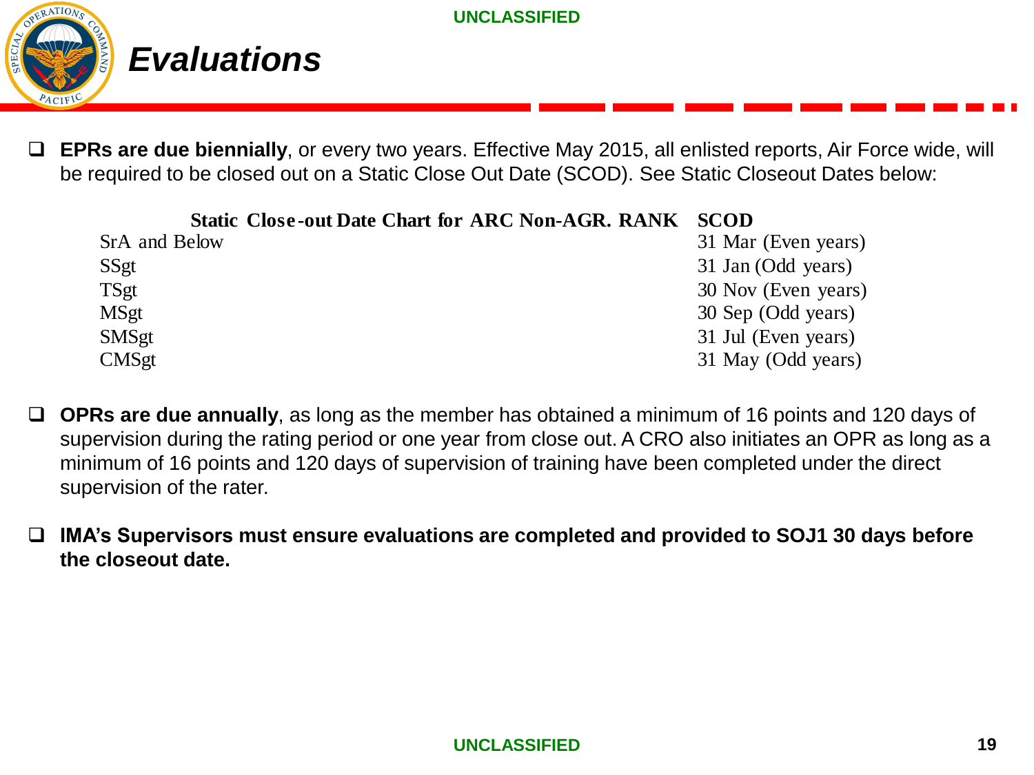# Evaluations

- **EPRs are due biennially**, or every two years. Effective May 2015, all enlisted reports, Air Force wide, will be required to be closed out on a Static Close Out Date (SCOD). See Static Closeout Dates below:

| Static Close-out Date Chart for ARC Non-AGR. RANK | SCOD |
|---|---|
| SrA and Below | 31 Mar (Even years) |
| SSgt | 31 Jan (Odd years) |
| TSgt | 30 Nov (Even years) |
| MSgt | 30 Sep (Odd years) |
| SMSgt | 31 Jul (Even years) |
| CMSgt | 31 May (Odd years) |

- **OPRs are due annually**, as long as the member has obtained a minimum of 16 points and 120 days of supervision during the rating period or one year from close out. A CRO also initiates an OPR as long as a minimum of 16 points and 120 days of supervision of training have been completed under the direct supervision of the rater.

- **IMA's Supervisors must ensure evaluations are completed and provided to SOJ1 30 days before the closeout date.**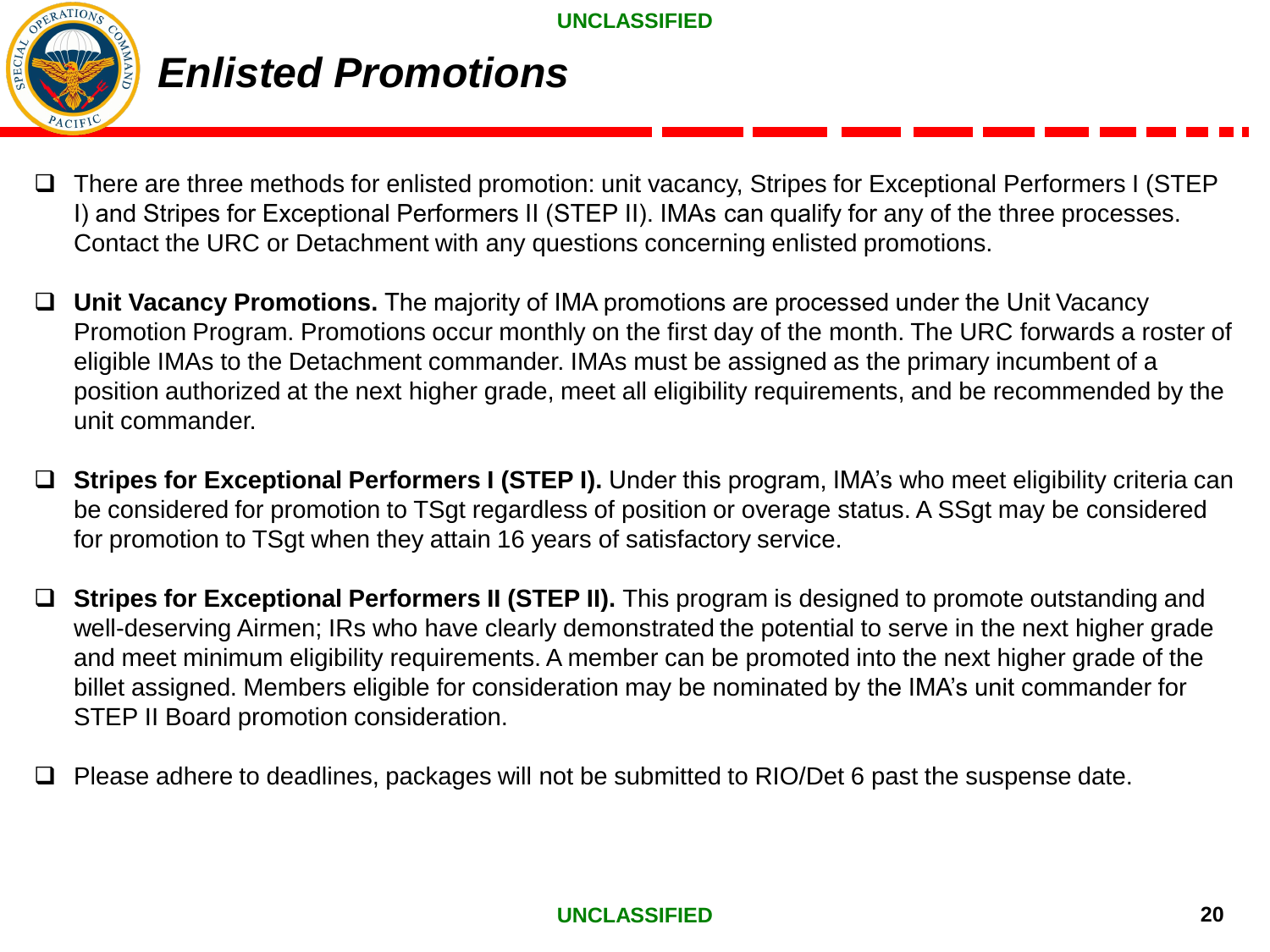# Enlisted Promotions

- There are three methods for enlisted promotion: unit vacancy, Stripes for Exceptional Performers I (STEP I) and Stripes for Exceptional Performers II (STEP II). IMAs can qualify for any of the three processes. Contact the URC or Detachment with any questions concerning enlisted promotions.

- **Unit Vacancy Promotions.** The majority of IMA promotions are processed under the Unit Vacancy Promotion Program. Promotions occur monthly on the first day of the month. The URC forwards a roster of eligible IMAs to the Detachment commander. IMAs must be assigned as the primary incumbent of a position authorized at the next higher grade, meet all eligibility requirements, and be recommended by the unit commander.

- **Stripes for Exceptional Performers I (STEP I).** Under this program, IMA's who meet eligibility criteria can be considered for promotion to TSgt regardless of position or overage status. A SSgt may be considered for promotion to TSgt when they attain 16 years of satisfactory service.

- **Stripes for Exceptional Performers II (STEP II).** This program is designed to promote outstanding and well-deserving Airmen; IRs who have clearly demonstrated the potential to serve in the next higher grade and meet minimum eligibility requirements. A member can be promoted into the next higher grade of the billet assigned. Members eligible for consideration may be nominated by the IMA's unit commander for STEP II Board promotion consideration.

- Please adhere to deadlines, packages will not be submitted to RIO/Det 6 past the suspense date.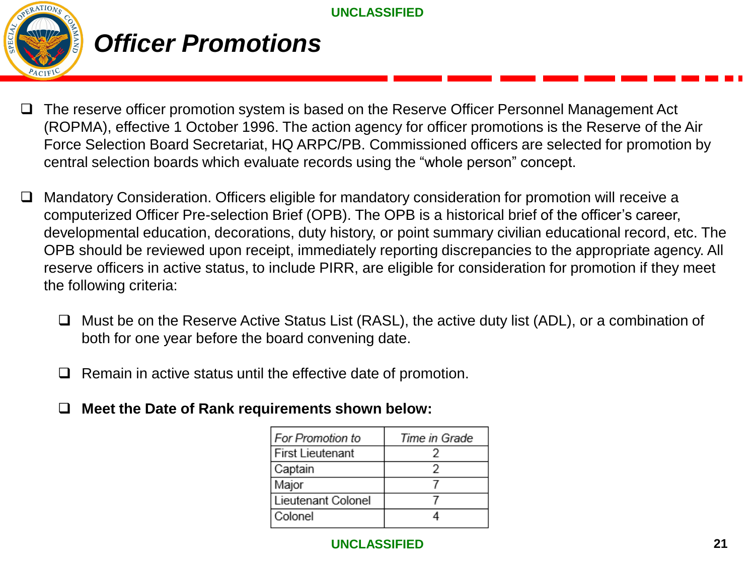# Officer Promotions

- The reserve officer promotion system is based on the Reserve Officer Personnel Management Act (ROPMA), effective 1 October 1996. The action agency for officer promotions is the Reserve of the Air Force Selection Board Secretariat, HQ ARPC/PB. Commissioned officers are selected for promotion by central selection boards which evaluate records using the "whole person" concept.

- Mandatory Consideration. Officers eligible for mandatory consideration for promotion will receive a computerized Officer Pre-selection Brief (OPB). The OPB is a historical brief of the officer's career, developmental education, decorations, duty history, or point summary civilian educational record, etc. The OPB should be reviewed upon receipt, immediately reporting discrepancies to the appropriate agency. All reserve officers in active status, to include PIRR, are eligible for consideration for promotion if they meet the following criteria:

  - Must be on the Reserve Active Status List (RASL), the active duty list (ADL), or a combination of both for one year before the board convening date.

  - Remain in active status until the effective date of promotion.

  - **Meet the Date of Rank requirements shown below:**

| *For Promotion to* | *Time in Grade* |
|---|---|
| First Lieutenant | 2 |
| Captain | 2 |
| Major | 7 |
| Lieutenant Colonel | 7 |
| Colonel | 4 |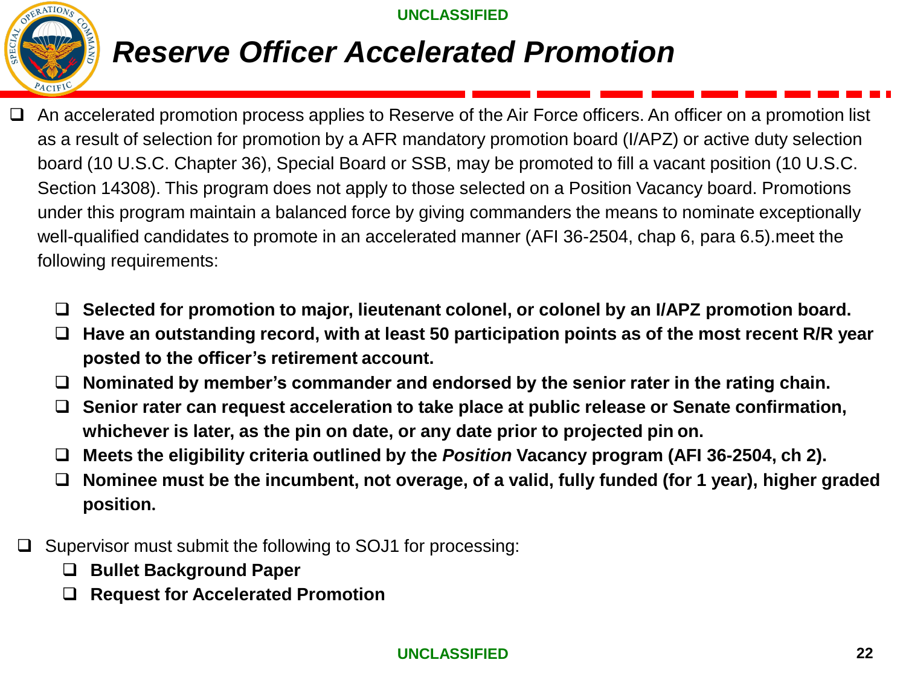# Reserve Officer Accelerated Promotion

- An accelerated promotion process applies to Reserve of the Air Force officers. An officer on a promotion list as a result of selection for promotion by a AFR mandatory promotion board (I/APZ) or active duty selection board (10 U.S.C. Chapter 36), Special Board or SSB, may be promoted to fill a vacant position (10 U.S.C. Section 14308). This program does not apply to those selected on a Position Vacancy board. Promotions under this program maintain a balanced force by giving commanders the means to nominate exceptionally well-qualified candidates to promote in an accelerated manner (AFI 36-2504, chap 6, para 6.5).meet the following requirements:
  - **Selected for promotion to major, lieutenant colonel, or colonel by an I/APZ promotion board.**
  - **Have an outstanding record, with at least 50 participation points as of the most recent R/R year posted to the officer's retirement account.**
  - **Nominated by member's commander and endorsed by the senior rater in the rating chain.**
  - **Senior rater can request acceleration to take place at public release or Senate confirmation, whichever is later, as the pin on date, or any date prior to projected pin on.**
  - **Meets the eligibility criteria outlined by the *Position* Vacancy program (AFI 36-2504, ch 2).**
  - **Nominee must be the incumbent, not overage, of a valid, fully funded (for 1 year), higher graded position.**
- Supervisor must submit the following to SOJ1 for processing:
  - **Bullet Background Paper**
  - **Request for Accelerated Promotion**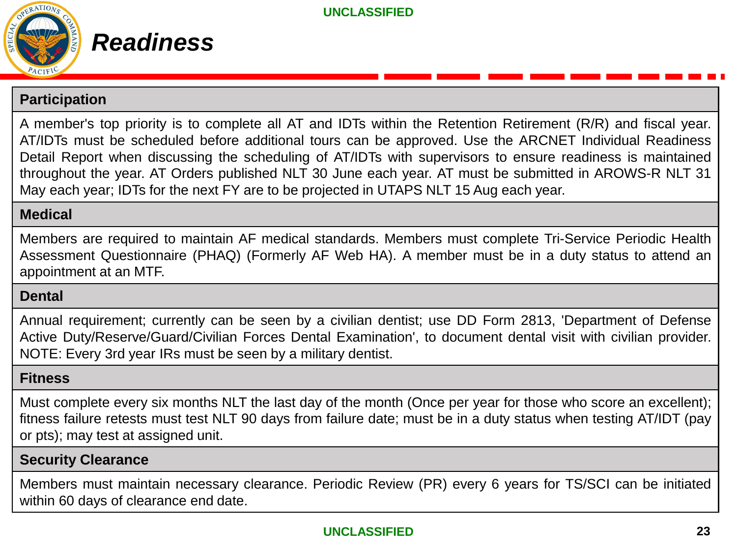# Readiness

| Participation |
|---|
| A member's top priority is to complete all AT and IDTs within the Retention Retirement (R/R) and fiscal year. AT/IDTs must be scheduled before additional tours can be approved. Use the ARCNET Individual Readiness Detail Report when discussing the scheduling of AT/IDTs with supervisors to ensure readiness is maintained throughout the year. AT Orders published NLT 30 June each year. AT must be submitted in AROWS-R NLT 31 May each year; IDTs for the next FY are to be projected in UTAPS NLT 15 Aug each year. |
| **Medical** |
| Members are required to maintain AF medical standards. Members must complete Tri-Service Periodic Health Assessment Questionnaire (PHAQ) (Formerly AF Web HA). A member must be in a duty status to attend an appointment at an MTF. |
| **Dental** |
| Annual requirement; currently can be seen by a civilian dentist; use DD Form 2813, 'Department of Defense Active Duty/Reserve/Guard/Civilian Forces Dental Examination', to document dental visit with civilian provider. NOTE: Every 3rd year IRs must be seen by a military dentist. |
| **Fitness** |
| Must complete every six months NLT the last day of the month (Once per year for those who score an excellent); fitness failure retests must test NLT 90 days from failure date; must be in a duty status when testing AT/IDT (pay or pts); may test at assigned unit. |
| **Security Clearance** |
| Members must maintain necessary clearance. Periodic Review (PR) every 6 years for TS/SCI can be initiated within 60 days of clearance end date. |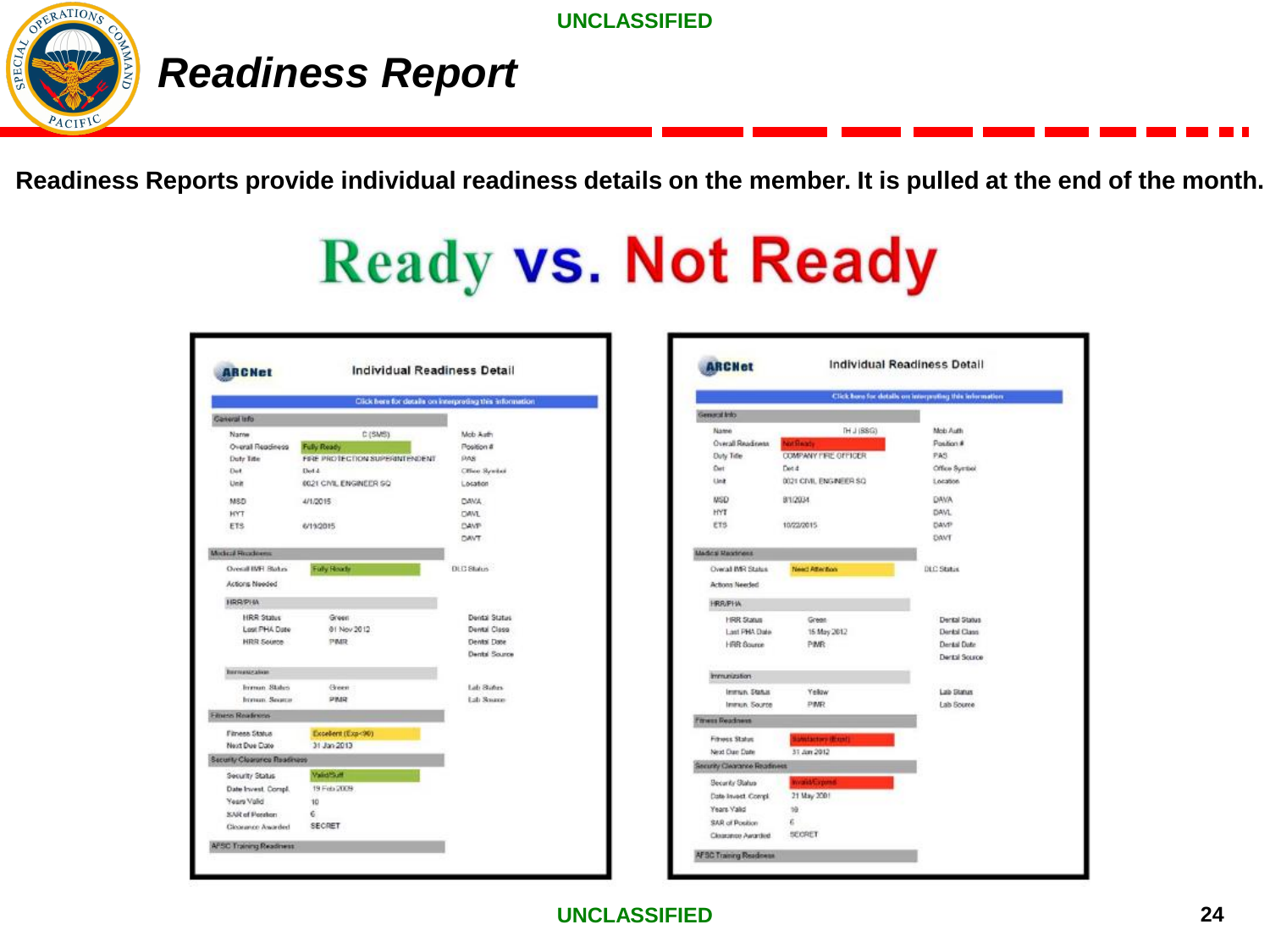UNCLASSIFIED

# Readiness Report

**Readiness Reports provide individual readiness details on the member. It is pulled at the end of the month.**

## Ready vs. Not Ready

### ARCNet — Individual Readiness Detail (Ready)

Click here for details on interpreting this information

**General Info**

| | | | |
|---|---|---|---|
| Name | C (SMS) | Mob Auth | |
| Overall Readiness | Fully Ready | Position # | |
| Duty Title | FIRE PROTECTION SUPERINTENDENT | PAS | |
| Det | Det 4 | Office Symbol | |
| Unit | 0021 CIVIL ENGINEER SQ | Location | |
| MSD | 4/1/2015 | DAVA | |
| HYT | | DAVL | |
| ETS | 6/1/2015 | DAVP | |
| | | DAVT | |

**Medical Readiness**

| | | | |
|---|---|---|---|
| Overall IMR Status | Fully Ready | DLC Status | |
| Actions Needed | | | |

**HRR/PHA**

| | | | |
|---|---|---|---|
| HRR Status | Green | Dental Status | |
| Last PHA Date | 01 Nov 2012 | Dental Class | |
| HRR Source | PIMR | Dental Date | |
| | | Dental Source | |

**Immunization**

| | | | |
|---|---|---|---|
| Immun. Status | Green | Lab Status | |
| Immun. Source | PIMR | Lab Source | |

**Fitness Readiness**

| | |
|---|---|
| Fitness Status | Excellent (Exp<90) |
| Next Due Date | 31 Jan 2013 |

**Security Clearance Readiness**

| | |
|---|---|
| Security Status | Valid/Suff |
| Date Invest. Compl. | 19 Feb 2009 |
| Years Valid | 10 |
| SAR of Position | 6 |
| Clearance Awarded | SECRET |

**AFSC Training Readiness**

### ARCNet — Individual Readiness Detail (Not Ready)

Click here for details on interpreting this information

**General Info**

| | | | |
|---|---|---|---|
| Name | TH J (SSG) | Mob Auth | |
| Overall Readiness | Not Ready | Position # | |
| Duty Title | COMPANY FIRE OFFICER | PAS | |
| Det | Det 4 | Office Symbol | |
| Unit | 0021 CIVIL ENGINEER SQ | Location | |
| MSD | 8/1/2034 | DAVA | |
| HYT | | DAVL | |
| ETS | 10/22/2015 | DAVP | |
| | | DAVT | |

**Medical Readiness**

| | | | |
|---|---|---|---|
| Overall IMR Status | Need Attention | DLC Status | |
| Actions Needed | | | |

**HRR/PHA**

| | | | |
|---|---|---|---|
| HRR Status | Green | Dental Status | |
| Last PHA Date | 15 May 2012 | Dental Class | |
| HRR Source | PIMR | Dental Date | |
| | | Dental Source | |

**Immunization**

| | | | |
|---|---|---|---|
| Immun. Status | Yellow | Lab Status | |
| Immun. Source | PIMR | Lab Source | |

**Fitness Readiness**

| | |
|---|---|
| Fitness Status | Satisfactory (Expd) |
| Next Due Date | 31 Jan 2012 |

**Security Clearance Readiness**

| | |
|---|---|
| Security Status | Invalid/Expired |
| Date Invest. Compl. | 21 May 2001 |
| Years Valid | 10 |
| SAR of Position | 6 |
| Clearance Awarded | SECRET |

**AFSC Training Readiness**

UNCLASSIFIED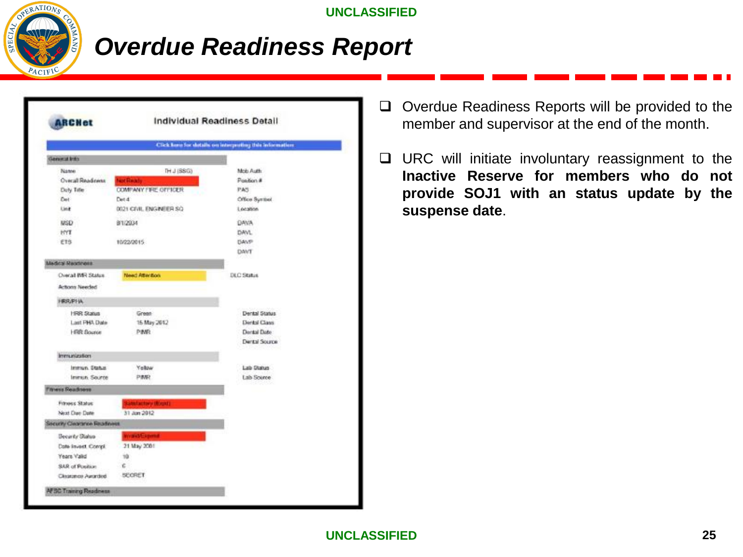# Overdue Readiness Report

**Individual Readiness Detail**

Click here for details on interpreting this information

| General Info | | | |
|---|---|---|---|
| Name | TH J (SSG) | Mob Auth | |
| Overall Readiness | Not Ready | Position # | |
| Duty Title | COMPANY FIRE OFFICER | PAS | |
| Det | Det 4 | Office Symbol | |
| Unit | 0021 CIVIL ENGINEER SQ | Location | |
| MSD | 8/1/2004 | DAWA | |
| HYT | | DAVL | |
| ETS | 10/22/2015 | DAVP | |
| | | DAVT | |

| Medical Readiness | | | |
|---|---|---|---|
| Overall IMR Status | Need Attention | DLC Status | |
| Actions Needed | | | |
| **HRR/PHA** | | | |
| HRR Status | Green | Dental Status | |
| Last PHA Date | 15 May 2012 | Dental Class | |
| HRR Source | PIMR | Dental Date | |
| | | Dental Source | |
| **Immunization** | | | |
| Immun. Status | Yellow | Lab Status | |
| Immun. Source | PIMR | Lab Source | |

| Fitness Readiness | |
|---|---|
| Fitness Status | Satisfactory (Expd) |
| Next Due Date | 31 Jan 2012 |

| Security Clearance Readiness | |
|---|---|
| Security Status | Invalid/Expired |
| Date Invest. Compl. | 31 May 2001 |
| Years Valid | 10 |
| SAR of Position | 6 |
| Clearance Awarded | SECRET |

AFSC Training Readiness

- Overdue Readiness Reports will be provided to the member and supervisor at the end of the month.
- URC will initiate involuntary reassignment to the **Inactive Reserve for members who do not provide SOJ1 with an status update by the suspense date**.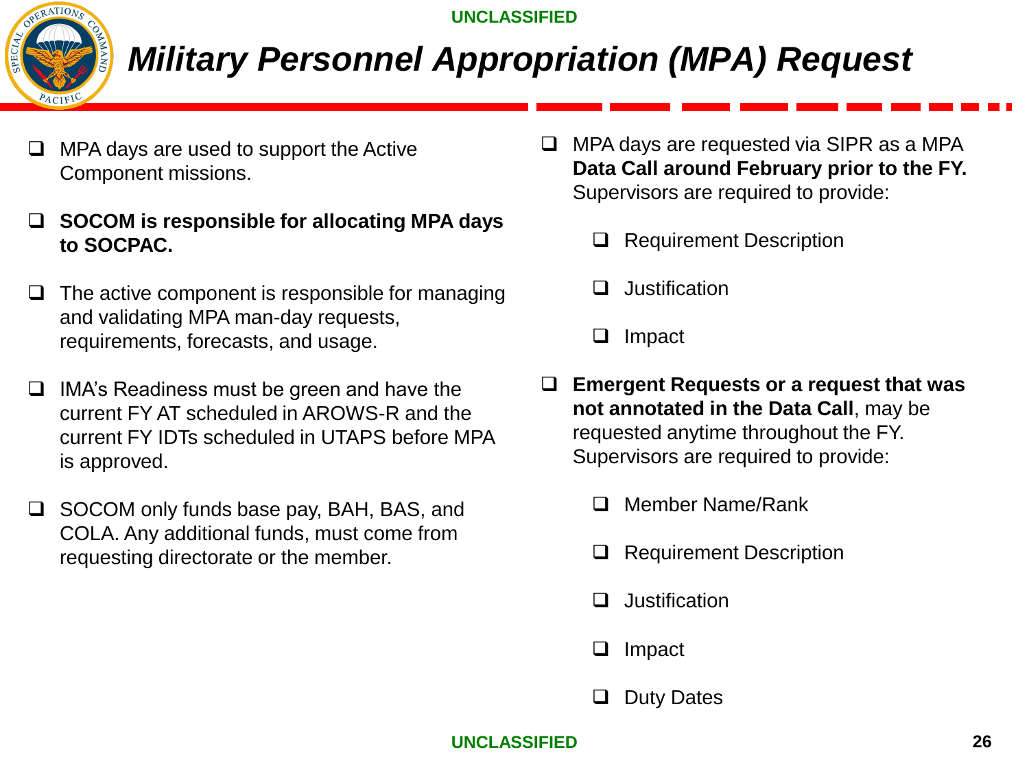# *Military Personnel Appropriation (MPA) Request*

- MPA days are used to support the Active Component missions.
- **SOCOM is responsible for allocating MPA days to SOCPAC.**
- The active component is responsible for managing and validating MPA man-day requests, requirements, forecasts, and usage.
- IMA's Readiness must be green and have the current FY AT scheduled in AROWS-R and the current FY IDTs scheduled in UTAPS before MPA is approved.
- SOCOM only funds base pay, BAH, BAS, and COLA. Any additional funds, must come from requesting directorate or the member.
- MPA days are requested via SIPR as a MPA **Data Call around February prior to the FY.** Supervisors are required to provide:
  - Requirement Description
  - Justification
  - Impact
- **Emergent Requests or a request that was not annotated in the Data Call**, may be requested anytime throughout the FY. Supervisors are required to provide:
  - Member Name/Rank
  - Requirement Description
  - Justification
  - Impact
  - Duty Dates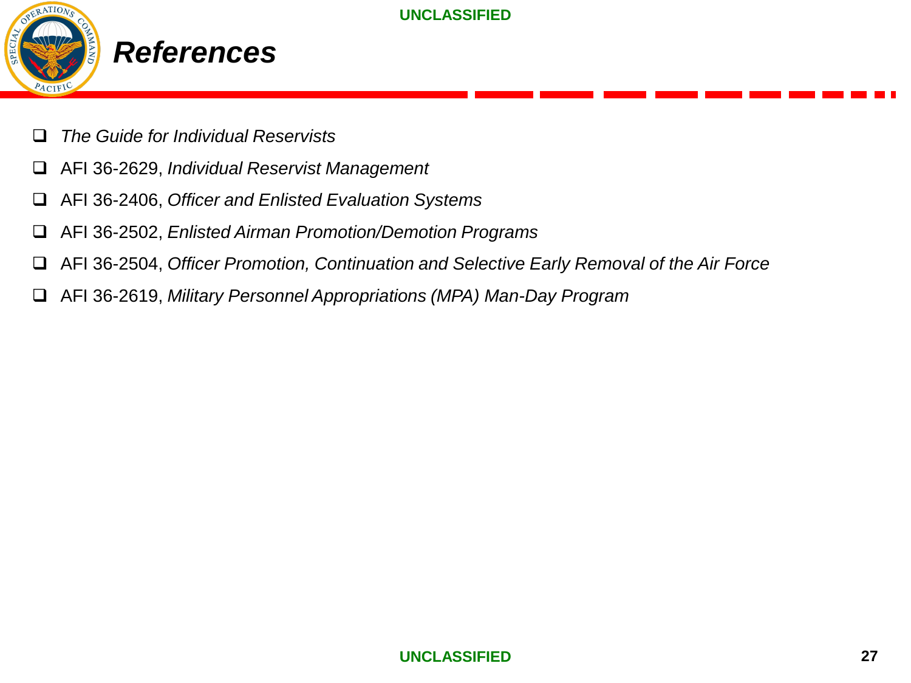# *References*

- *The Guide for Individual Reservists*
- AFI 36-2629, *Individual Reservist Management*
- AFI 36-2406, *Officer and Enlisted Evaluation Systems*
- AFI 36-2502, *Enlisted Airman Promotion/Demotion Programs*
- AFI 36-2504, *Officer Promotion, Continuation and Selective Early Removal of the Air Force*
- AFI 36-2619, *Military Personnel Appropriations (MPA) Man-Day Program*